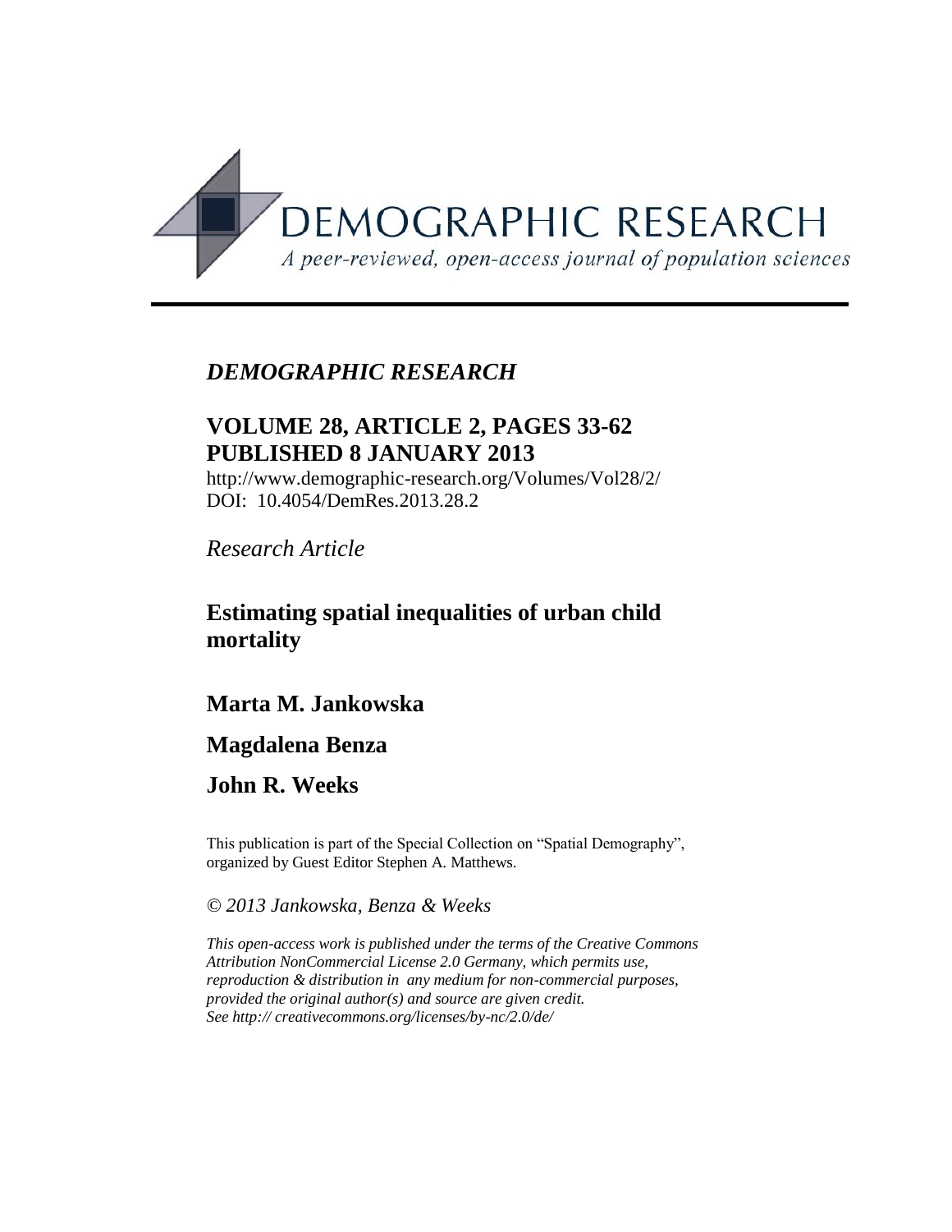DEMOGRAPHIC RESEARCH

*A peer-reviewed, open-access journal of population sciences*

---

*DEMOGRAPHIC RESEARCH*

**VOLUME 28, ARTICLE 2, PAGES 33-62**
**PUBLISHED 8 JANUARY 2013**

http://www.demographic-research.org/Volumes/Vol28/2/
DOI: 10.4054/DemRes.2013.28.2

*Research Article*

# Estimating spatial inequalities of urban child mortality

**Marta M. Jankowska**

**Magdalena Benza**

**John R. Weeks**

This publication is part of the Special Collection on "Spatial Demography", organized by Guest Editor Stephen A. Matthews.

*© 2013 Jankowska, Benza & Weeks*

*This open-access work is published under the terms of the Creative Commons Attribution NonCommercial License 2.0 Germany, which permits use, reproduction & distribution in any medium for non-commercial purposes, provided the original author(s) and source are given credit.*
*See http:// creativecommons.org/licenses/by-nc/2.0/de/*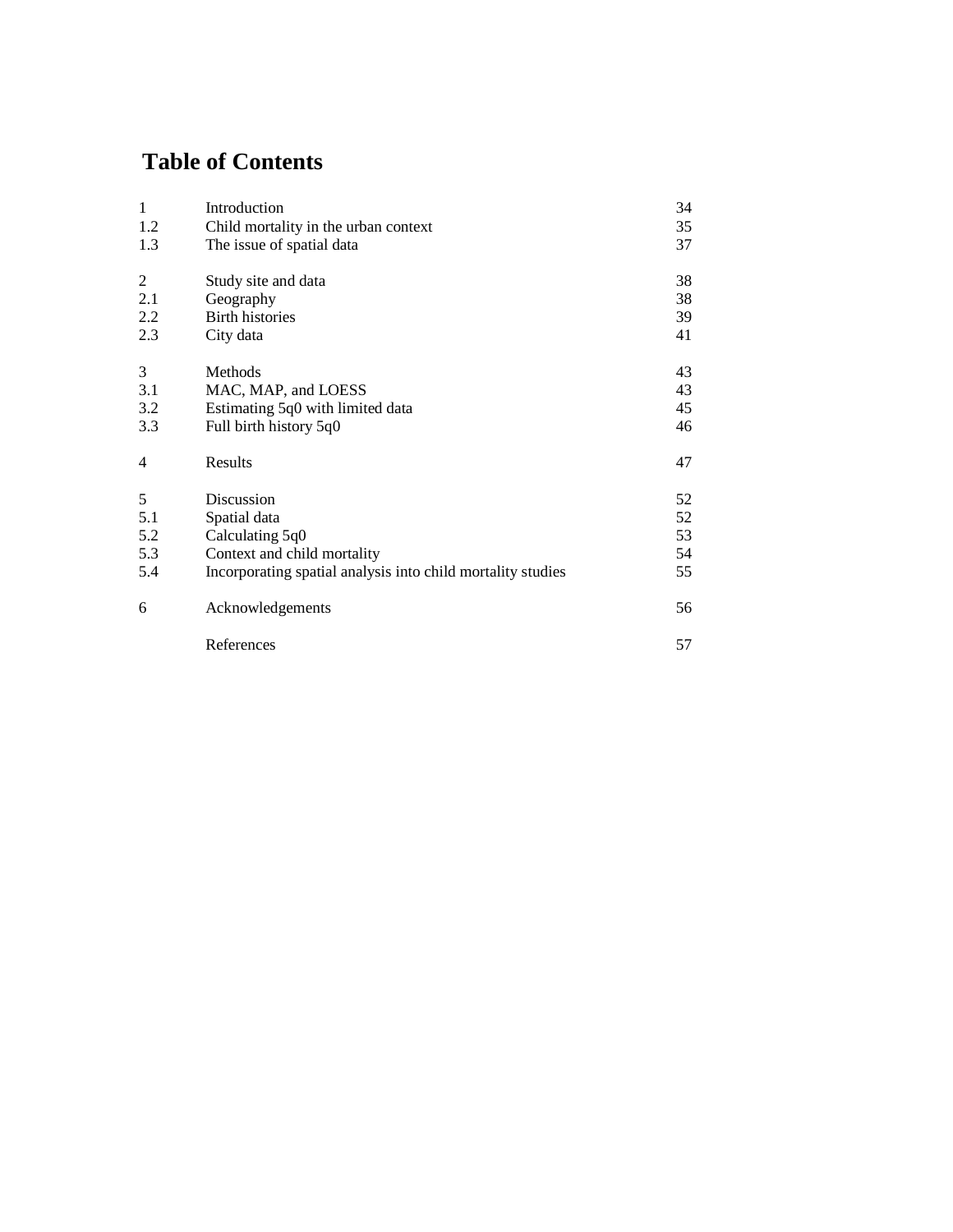# Table of Contents

| | | |
|---|---|---|
| 1 | Introduction | 34 |
| 1.2 | Child mortality in the urban context | 35 |
| 1.3 | The issue of spatial data | 37 |
| | | |
| 2 | Study site and data | 38 |
| 2.1 | Geography | 38 |
| 2.2 | Birth histories | 39 |
| 2.3 | City data | 41 |
| | | |
| 3 | Methods | 43 |
| 3.1 | MAC, MAP, and LOESS | 43 |
| 3.2 | Estimating 5q0 with limited data | 45 |
| 3.3 | Full birth history 5q0 | 46 |
| | | |
| 4 | Results | 47 |
| | | |
| 5 | Discussion | 52 |
| 5.1 | Spatial data | 52 |
| 5.2 | Calculating 5q0 | 53 |
| 5.3 | Context and child mortality | 54 |
| 5.4 | Incorporating spatial analysis into child mortality studies | 55 |
| | | |
| 6 | Acknowledgements | 56 |
| | | |
| | References | 57 |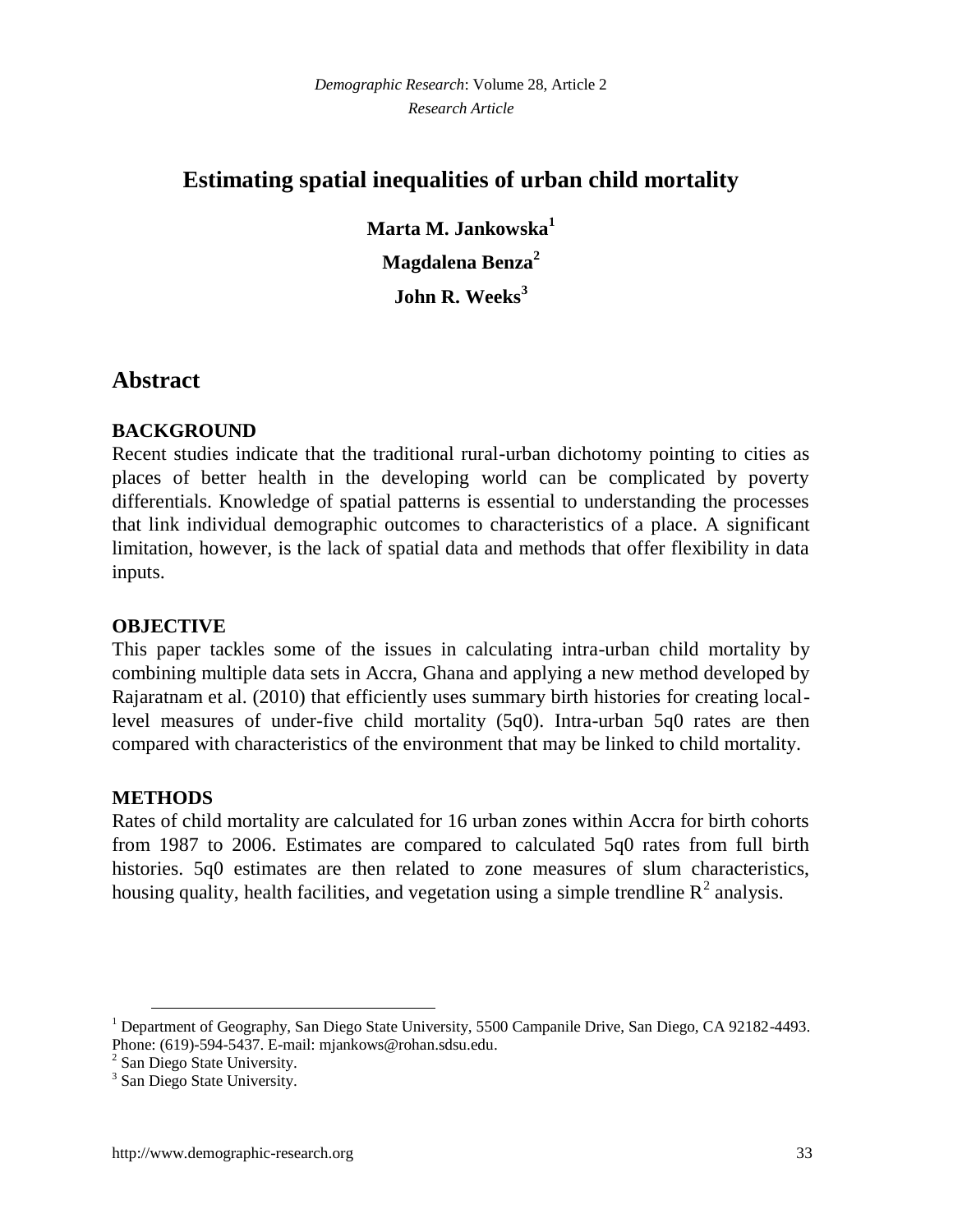# Estimating spatial inequalities of urban child mortality

**Marta M. Jankowska**[1]

**Magdalena Benza**[2]

**John R. Weeks**[3]

## Abstract

### BACKGROUND

Recent studies indicate that the traditional rural-urban dichotomy pointing to cities as places of better health in the developing world can be complicated by poverty differentials. Knowledge of spatial patterns is essential to understanding the processes that link individual demographic outcomes to characteristics of a place. A significant limitation, however, is the lack of spatial data and methods that offer flexibility in data inputs.

### OBJECTIVE

This paper tackles some of the issues in calculating intra-urban child mortality by combining multiple data sets in Accra, Ghana and applying a new method developed by Rajaratnam et al. (2010) that efficiently uses summary birth histories for creating local-level measures of under-five child mortality (5q0). Intra-urban 5q0 rates are then compared with characteristics of the environment that may be linked to child mortality.

### METHODS

Rates of child mortality are calculated for 16 urban zones within Accra for birth cohorts from 1987 to 2006. Estimates are compared to calculated 5q0 rates from full birth histories. 5q0 estimates are then related to zone measures of slum characteristics, housing quality, health facilities, and vegetation using a simple trendline $R^2$ analysis.

---

[1] Department of Geography, San Diego State University, 5500 Campanile Drive, San Diego, CA 92182-4493. Phone: (619)-594-5437. E-mail: mjankows@rohan.sdsu.edu.

[2] San Diego State University.

[3] San Diego State University.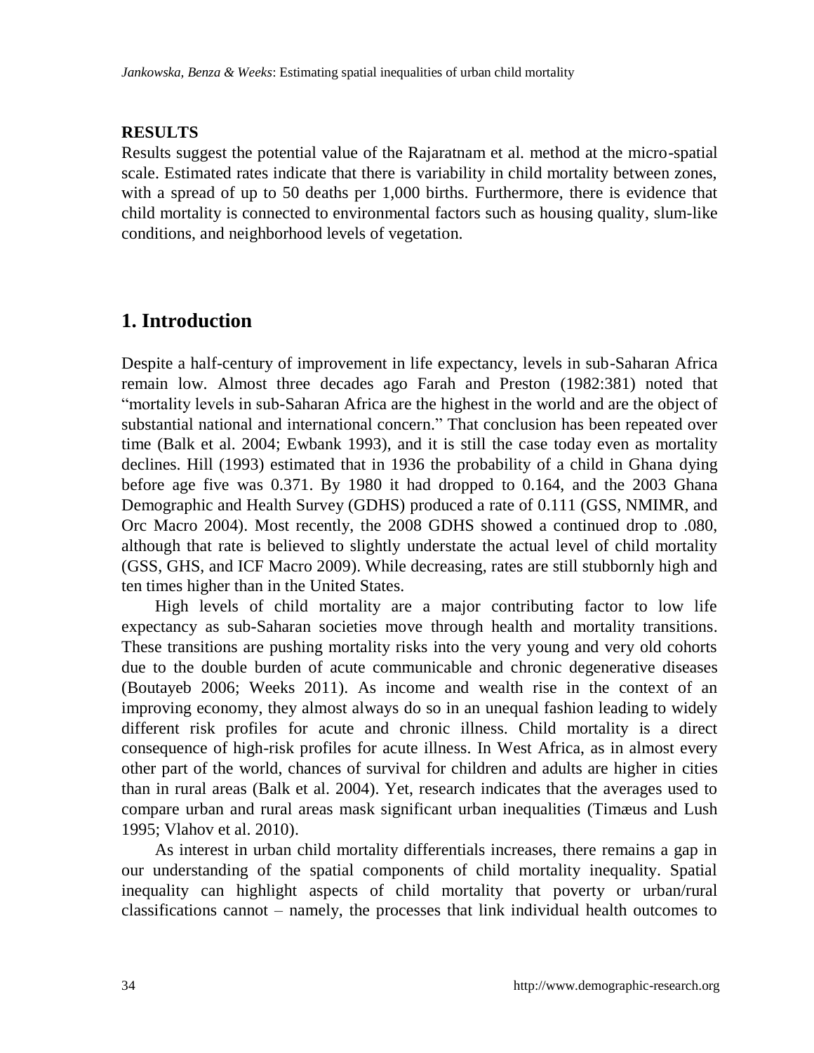**RESULTS**

Results suggest the potential value of the Rajaratnam et al. method at the micro-spatial scale. Estimated rates indicate that there is variability in child mortality between zones, with a spread of up to 50 deaths per 1,000 births. Furthermore, there is evidence that child mortality is connected to environmental factors such as housing quality, slum-like conditions, and neighborhood levels of vegetation.

## 1. Introduction

Despite a half-century of improvement in life expectancy, levels in sub-Saharan Africa remain low. Almost three decades ago Farah and Preston (1982:381) noted that "mortality levels in sub-Saharan Africa are the highest in the world and are the object of substantial national and international concern." That conclusion has been repeated over time (Balk et al. 2004; Ewbank 1993), and it is still the case today even as mortality declines. Hill (1993) estimated that in 1936 the probability of a child in Ghana dying before age five was 0.371. By 1980 it had dropped to 0.164, and the 2003 Ghana Demographic and Health Survey (GDHS) produced a rate of 0.111 (GSS, NMIMR, and Orc Macro 2004). Most recently, the 2008 GDHS showed a continued drop to .080, although that rate is believed to slightly understate the actual level of child mortality (GSS, GHS, and ICF Macro 2009). While decreasing, rates are still stubbornly high and ten times higher than in the United States.

High levels of child mortality are a major contributing factor to low life expectancy as sub-Saharan societies move through health and mortality transitions. These transitions are pushing mortality risks into the very young and very old cohorts due to the double burden of acute communicable and chronic degenerative diseases (Boutayeb 2006; Weeks 2011). As income and wealth rise in the context of an improving economy, they almost always do so in an unequal fashion leading to widely different risk profiles for acute and chronic illness. Child mortality is a direct consequence of high-risk profiles for acute illness. In West Africa, as in almost every other part of the world, chances of survival for children and adults are higher in cities than in rural areas (Balk et al. 2004). Yet, research indicates that the averages used to compare urban and rural areas mask significant urban inequalities (Timæus and Lush 1995; Vlahov et al. 2010).

As interest in urban child mortality differentials increases, there remains a gap in our understanding of the spatial components of child mortality inequality. Spatial inequality can highlight aspects of child mortality that poverty or urban/rural classifications cannot – namely, the processes that link individual health outcomes to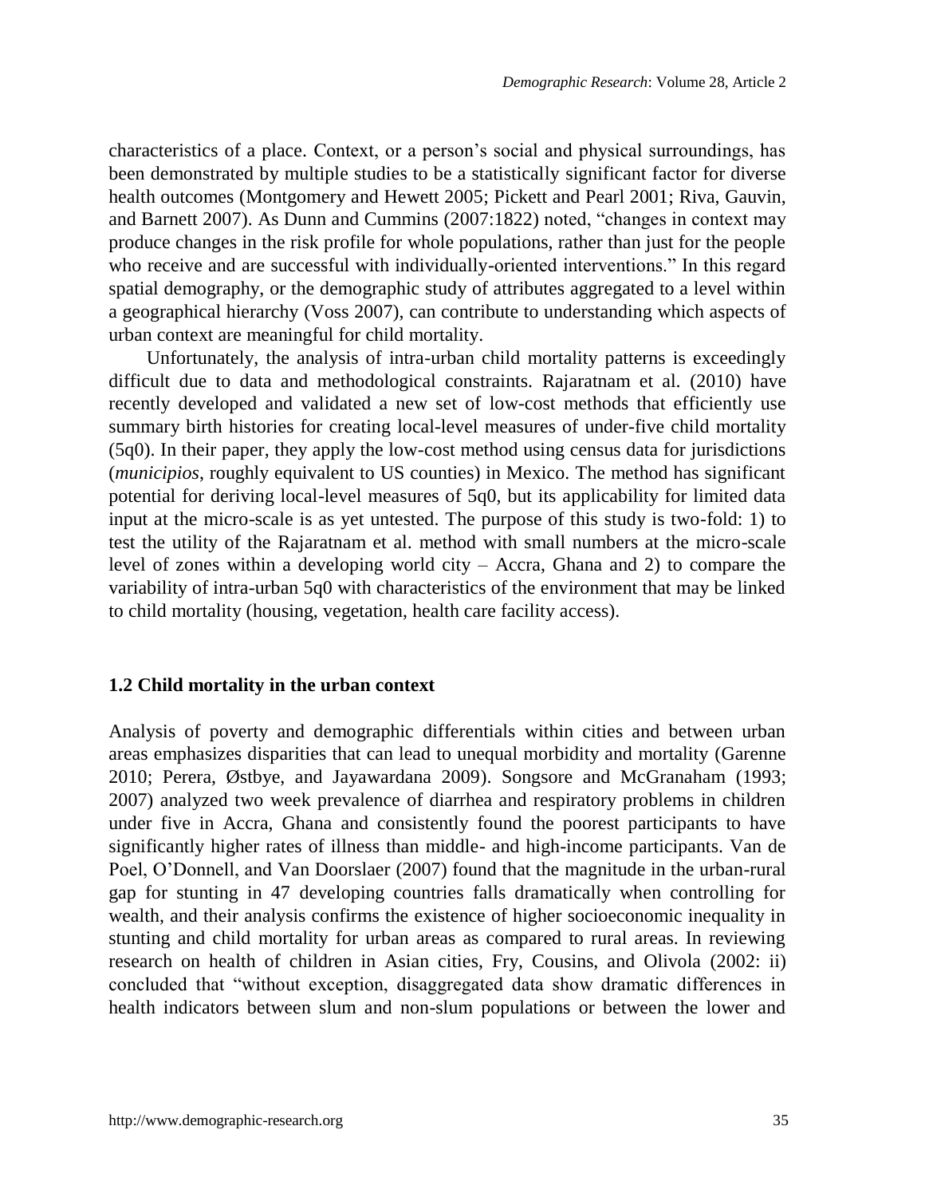characteristics of a place. Context, or a person's social and physical surroundings, has been demonstrated by multiple studies to be a statistically significant factor for diverse health outcomes (Montgomery and Hewett 2005; Pickett and Pearl 2001; Riva, Gauvin, and Barnett 2007). As Dunn and Cummins (2007:1822) noted, "changes in context may produce changes in the risk profile for whole populations, rather than just for the people who receive and are successful with individually-oriented interventions." In this regard spatial demography, or the demographic study of attributes aggregated to a level within a geographical hierarchy (Voss 2007), can contribute to understanding which aspects of urban context are meaningful for child mortality.

Unfortunately, the analysis of intra-urban child mortality patterns is exceedingly difficult due to data and methodological constraints. Rajaratnam et al. (2010) have recently developed and validated a new set of low-cost methods that efficiently use summary birth histories for creating local-level measures of under-five child mortality (5q0). In their paper, they apply the low-cost method using census data for jurisdictions (*municipios*, roughly equivalent to US counties) in Mexico. The method has significant potential for deriving local-level measures of 5q0, but its applicability for limited data input at the micro-scale is as yet untested. The purpose of this study is two-fold: 1) to test the utility of the Rajaratnam et al. method with small numbers at the micro-scale level of zones within a developing world city – Accra, Ghana and 2) to compare the variability of intra-urban 5q0 with characteristics of the environment that may be linked to child mortality (housing, vegetation, health care facility access).

### 1.2 Child mortality in the urban context

Analysis of poverty and demographic differentials within cities and between urban areas emphasizes disparities that can lead to unequal morbidity and mortality (Garenne 2010; Perera, Østbye, and Jayawardana 2009). Songsore and McGranaham (1993; 2007) analyzed two week prevalence of diarrhea and respiratory problems in children under five in Accra, Ghana and consistently found the poorest participants to have significantly higher rates of illness than middle- and high-income participants. Van de Poel, O'Donnell, and Van Doorslaer (2007) found that the magnitude in the urban-rural gap for stunting in 47 developing countries falls dramatically when controlling for wealth, and their analysis confirms the existence of higher socioeconomic inequality in stunting and child mortality for urban areas as compared to rural areas. In reviewing research on health of children in Asian cities, Fry, Cousins, and Olivola (2002: ii) concluded that "without exception, disaggregated data show dramatic differences in health indicators between slum and non-slum populations or between the lower and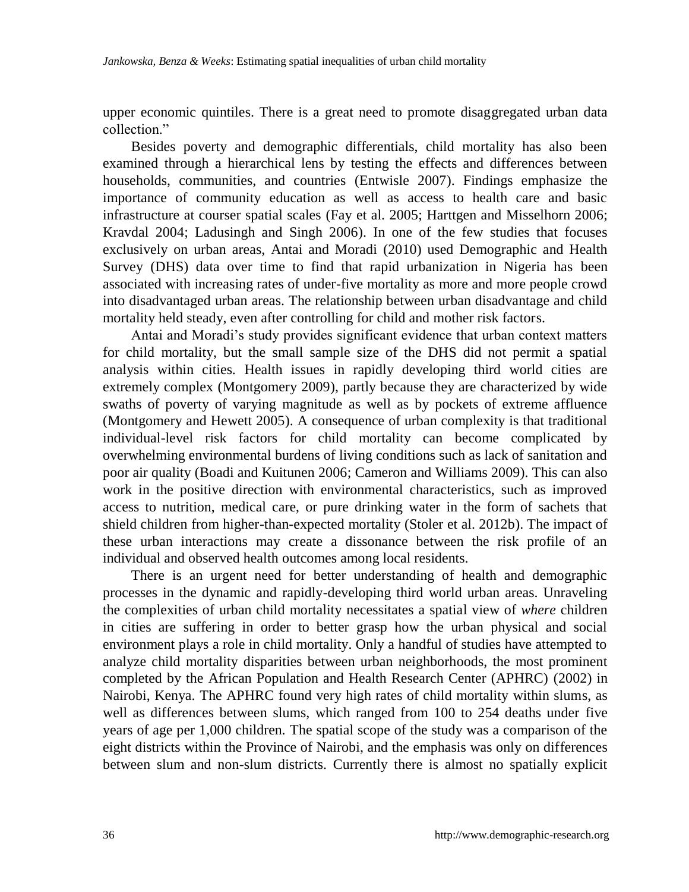upper economic quintiles. There is a great need to promote disaggregated urban data collection."

Besides poverty and demographic differentials, child mortality has also been examined through a hierarchical lens by testing the effects and differences between households, communities, and countries (Entwisle 2007). Findings emphasize the importance of community education as well as access to health care and basic infrastructure at courser spatial scales (Fay et al. 2005; Harttgen and Misselhorn 2006; Kravdal 2004; Ladusingh and Singh 2006). In one of the few studies that focuses exclusively on urban areas, Antai and Moradi (2010) used Demographic and Health Survey (DHS) data over time to find that rapid urbanization in Nigeria has been associated with increasing rates of under-five mortality as more and more people crowd into disadvantaged urban areas. The relationship between urban disadvantage and child mortality held steady, even after controlling for child and mother risk factors.

Antai and Moradi's study provides significant evidence that urban context matters for child mortality, but the small sample size of the DHS did not permit a spatial analysis within cities. Health issues in rapidly developing third world cities are extremely complex (Montgomery 2009), partly because they are characterized by wide swaths of poverty of varying magnitude as well as by pockets of extreme affluence (Montgomery and Hewett 2005). A consequence of urban complexity is that traditional individual-level risk factors for child mortality can become complicated by overwhelming environmental burdens of living conditions such as lack of sanitation and poor air quality (Boadi and Kuitunen 2006; Cameron and Williams 2009). This can also work in the positive direction with environmental characteristics, such as improved access to nutrition, medical care, or pure drinking water in the form of sachets that shield children from higher-than-expected mortality (Stoler et al. 2012b). The impact of these urban interactions may create a dissonance between the risk profile of an individual and observed health outcomes among local residents.

There is an urgent need for better understanding of health and demographic processes in the dynamic and rapidly-developing third world urban areas. Unraveling the complexities of urban child mortality necessitates a spatial view of *where* children in cities are suffering in order to better grasp how the urban physical and social environment plays a role in child mortality. Only a handful of studies have attempted to analyze child mortality disparities between urban neighborhoods, the most prominent completed by the African Population and Health Research Center (APHRC) (2002) in Nairobi, Kenya. The APHRC found very high rates of child mortality within slums, as well as differences between slums, which ranged from 100 to 254 deaths under five years of age per 1,000 children. The spatial scope of the study was a comparison of the eight districts within the Province of Nairobi, and the emphasis was only on differences between slum and non-slum districts. Currently there is almost no spatially explicit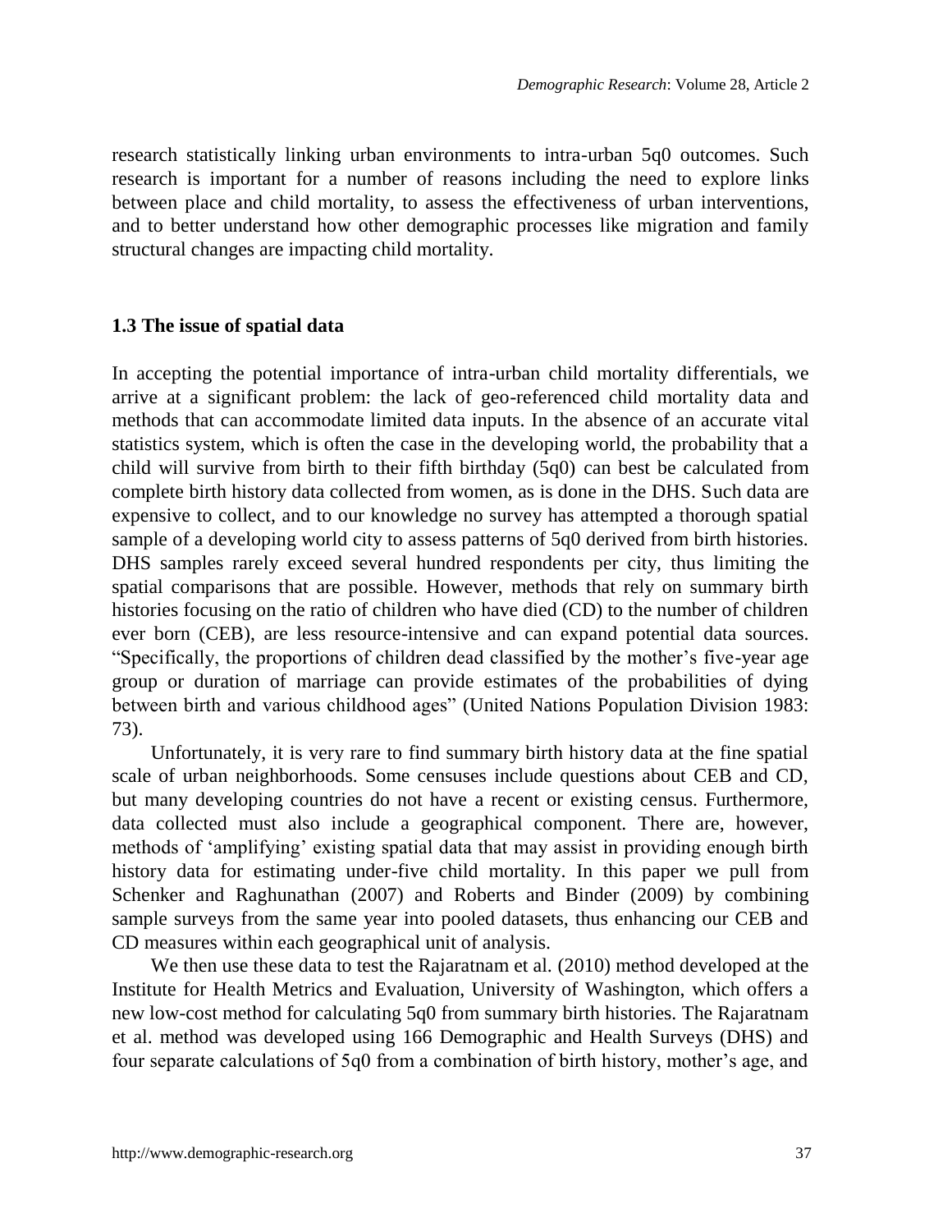research statistically linking urban environments to intra-urban 5q0 outcomes. Such research is important for a number of reasons including the need to explore links between place and child mortality, to assess the effectiveness of urban interventions, and to better understand how other demographic processes like migration and family structural changes are impacting child mortality.

### 1.3 The issue of spatial data

In accepting the potential importance of intra-urban child mortality differentials, we arrive at a significant problem: the lack of geo-referenced child mortality data and methods that can accommodate limited data inputs. In the absence of an accurate vital statistics system, which is often the case in the developing world, the probability that a child will survive from birth to their fifth birthday (5q0) can best be calculated from complete birth history data collected from women, as is done in the DHS. Such data are expensive to collect, and to our knowledge no survey has attempted a thorough spatial sample of a developing world city to assess patterns of 5q0 derived from birth histories. DHS samples rarely exceed several hundred respondents per city, thus limiting the spatial comparisons that are possible. However, methods that rely on summary birth histories focusing on the ratio of children who have died (CD) to the number of children ever born (CEB), are less resource-intensive and can expand potential data sources. "Specifically, the proportions of children dead classified by the mother's five-year age group or duration of marriage can provide estimates of the probabilities of dying between birth and various childhood ages" (United Nations Population Division 1983: 73).

Unfortunately, it is very rare to find summary birth history data at the fine spatial scale of urban neighborhoods. Some censuses include questions about CEB and CD, but many developing countries do not have a recent or existing census. Furthermore, data collected must also include a geographical component. There are, however, methods of 'amplifying' existing spatial data that may assist in providing enough birth history data for estimating under-five child mortality. In this paper we pull from Schenker and Raghunathan (2007) and Roberts and Binder (2009) by combining sample surveys from the same year into pooled datasets, thus enhancing our CEB and CD measures within each geographical unit of analysis.

We then use these data to test the Rajaratnam et al. (2010) method developed at the Institute for Health Metrics and Evaluation, University of Washington, which offers a new low-cost method for calculating 5q0 from summary birth histories. The Rajaratnam et al. method was developed using 166 Demographic and Health Surveys (DHS) and four separate calculations of 5q0 from a combination of birth history, mother's age, and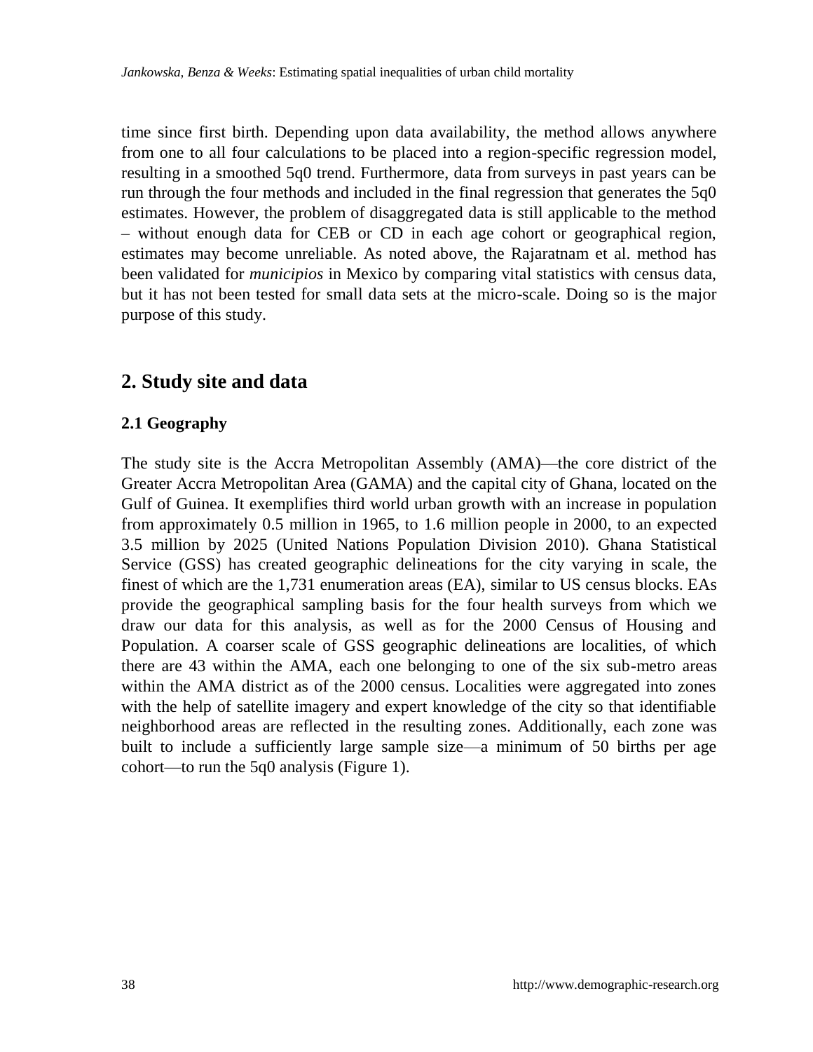time since first birth. Depending upon data availability, the method allows anywhere from one to all four calculations to be placed into a region-specific regression model, resulting in a smoothed 5q0 trend. Furthermore, data from surveys in past years can be run through the four methods and included in the final regression that generates the 5q0 estimates. However, the problem of disaggregated data is still applicable to the method – without enough data for CEB or CD in each age cohort or geographical region, estimates may become unreliable. As noted above, the Rajaratnam et al. method has been validated for *municipios* in Mexico by comparing vital statistics with census data, but it has not been tested for small data sets at the micro-scale. Doing so is the major purpose of this study.

## 2. Study site and data

### 2.1 Geography

The study site is the Accra Metropolitan Assembly (AMA)—the core district of the Greater Accra Metropolitan Area (GAMA) and the capital city of Ghana, located on the Gulf of Guinea. It exemplifies third world urban growth with an increase in population from approximately 0.5 million in 1965, to 1.6 million people in 2000, to an expected 3.5 million by 2025 (United Nations Population Division 2010). Ghana Statistical Service (GSS) has created geographic delineations for the city varying in scale, the finest of which are the 1,731 enumeration areas (EA), similar to US census blocks. EAs provide the geographical sampling basis for the four health surveys from which we draw our data for this analysis, as well as for the 2000 Census of Housing and Population. A coarser scale of GSS geographic delineations are localities, of which there are 43 within the AMA, each one belonging to one of the six sub-metro areas within the AMA district as of the 2000 census. Localities were aggregated into zones with the help of satellite imagery and expert knowledge of the city so that identifiable neighborhood areas are reflected in the resulting zones. Additionally, each zone was built to include a sufficiently large sample size—a minimum of 50 births per age cohort—to run the 5q0 analysis (Figure 1).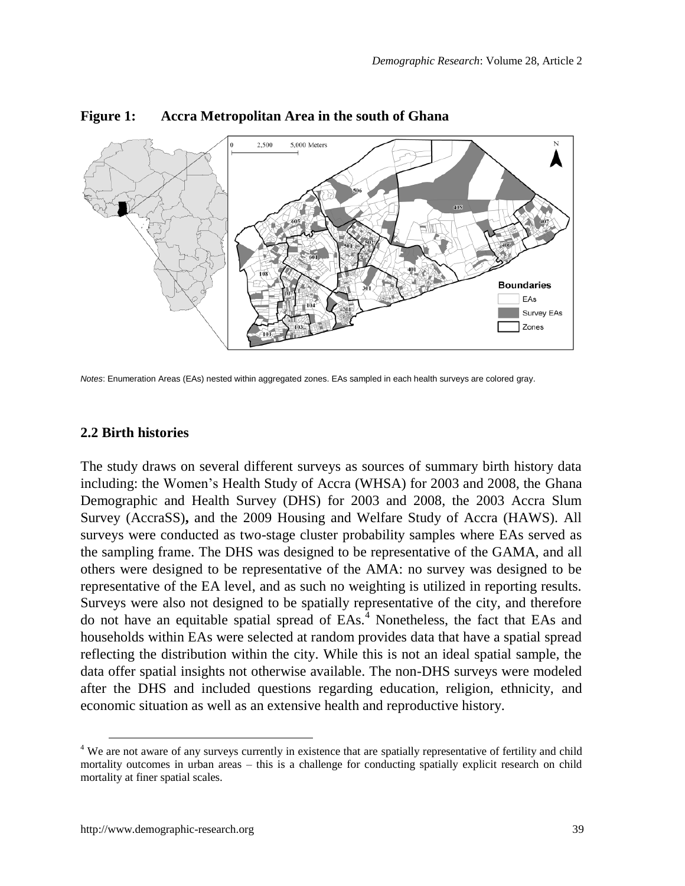**Figure 1: Accra Metropolitan Area in the south of Ghana**

*Notes*: Enumeration Areas (EAs) nested within aggregated zones. EAs sampled in each health surveys are colored gray.

## 2.2 Birth histories

The study draws on several different surveys as sources of summary birth history data including: the Women's Health Study of Accra (WHSA) for 2003 and 2008, the Ghana Demographic and Health Survey (DHS) for 2003 and 2008, the 2003 Accra Slum Survey (AccraSS), and the 2009 Housing and Welfare Study of Accra (HAWS). All surveys were conducted as two-stage cluster probability samples where EAs served as the sampling frame. The DHS was designed to be representative of the GAMA, and all others were designed to be representative of the AMA: no survey was designed to be representative of the EA level, and as such no weighting is utilized in reporting results. Surveys were also not designed to be spatially representative of the city, and therefore do not have an equitable spatial spread of EAs.[4] Nonetheless, the fact that EAs and households within EAs were selected at random provides data that have a spatial spread reflecting the distribution within the city. While this is not an ideal spatial sample, the data offer spatial insights not otherwise available. The non-DHS surveys were modeled after the DHS and included questions regarding education, religion, ethnicity, and economic situation as well as an extensive health and reproductive history.

[4] We are not aware of any surveys currently in existence that are spatially representative of fertility and child mortality outcomes in urban areas – this is a challenge for conducting spatially explicit research on child mortality at finer spatial scales.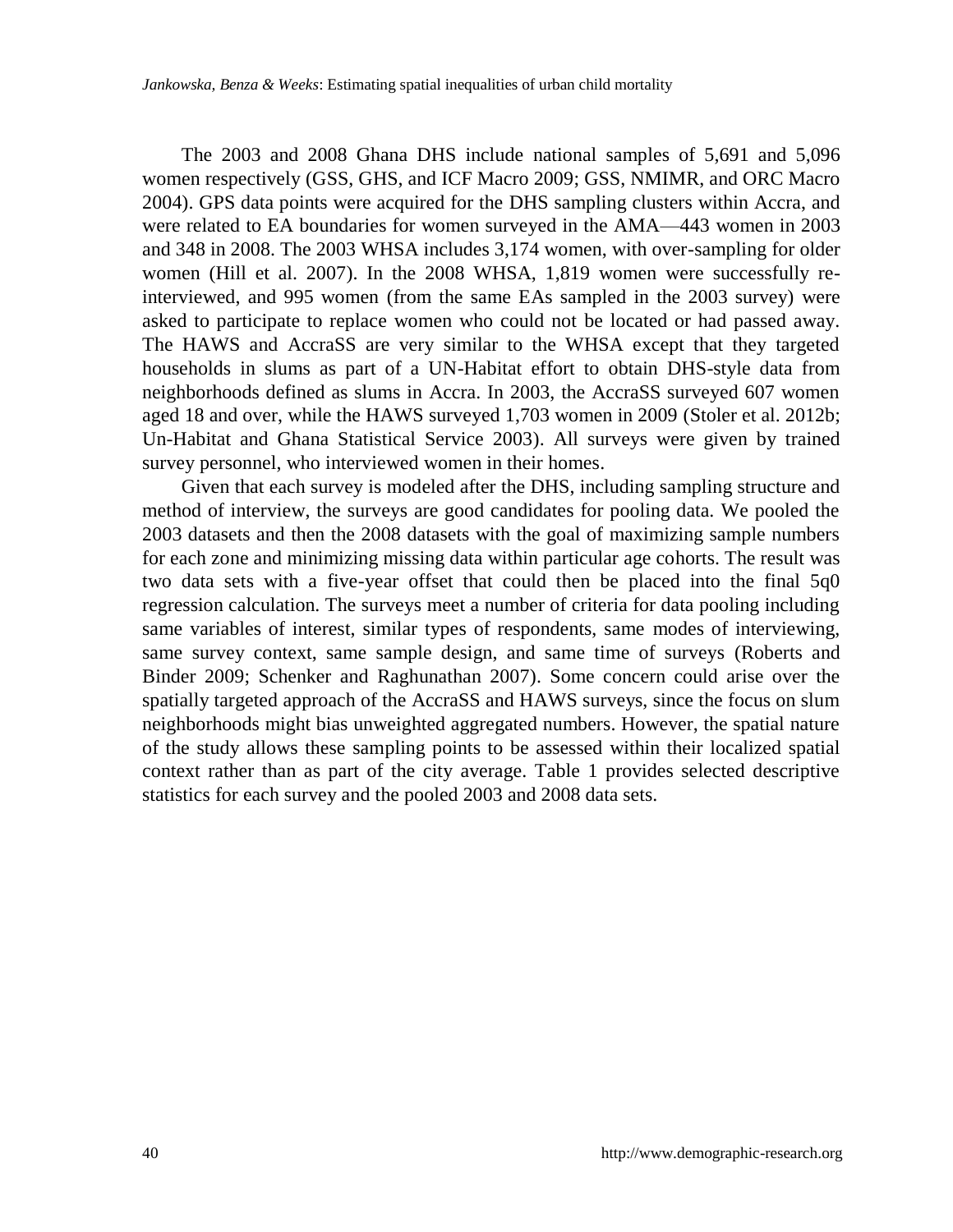The 2003 and 2008 Ghana DHS include national samples of 5,691 and 5,096 women respectively (GSS, GHS, and ICF Macro 2009; GSS, NMIMR, and ORC Macro 2004). GPS data points were acquired for the DHS sampling clusters within Accra, and were related to EA boundaries for women surveyed in the AMA—443 women in 2003 and 348 in 2008. The 2003 WHSA includes 3,174 women, with over-sampling for older women (Hill et al. 2007). In the 2008 WHSA, 1,819 women were successfully re-interviewed, and 995 women (from the same EAs sampled in the 2003 survey) were asked to participate to replace women who could not be located or had passed away. The HAWS and AccraSS are very similar to the WHSA except that they targeted households in slums as part of a UN-Habitat effort to obtain DHS-style data from neighborhoods defined as slums in Accra. In 2003, the AccraSS surveyed 607 women aged 18 and over, while the HAWS surveyed 1,703 women in 2009 (Stoler et al. 2012b; Un-Habitat and Ghana Statistical Service 2003). All surveys were given by trained survey personnel, who interviewed women in their homes.

Given that each survey is modeled after the DHS, including sampling structure and method of interview, the surveys are good candidates for pooling data. We pooled the 2003 datasets and then the 2008 datasets with the goal of maximizing sample numbers for each zone and minimizing missing data within particular age cohorts. The result was two data sets with a five-year offset that could then be placed into the final 5q0 regression calculation. The surveys meet a number of criteria for data pooling including same variables of interest, similar types of respondents, same modes of interviewing, same survey context, same sample design, and same time of surveys (Roberts and Binder 2009; Schenker and Raghunathan 2007). Some concern could arise over the spatially targeted approach of the AccraSS and HAWS surveys, since the focus on slum neighborhoods might bias unweighted aggregated numbers. However, the spatial nature of the study allows these sampling points to be assessed within their localized spatial context rather than as part of the city average. Table 1 provides selected descriptive statistics for each survey and the pooled 2003 and 2008 data sets.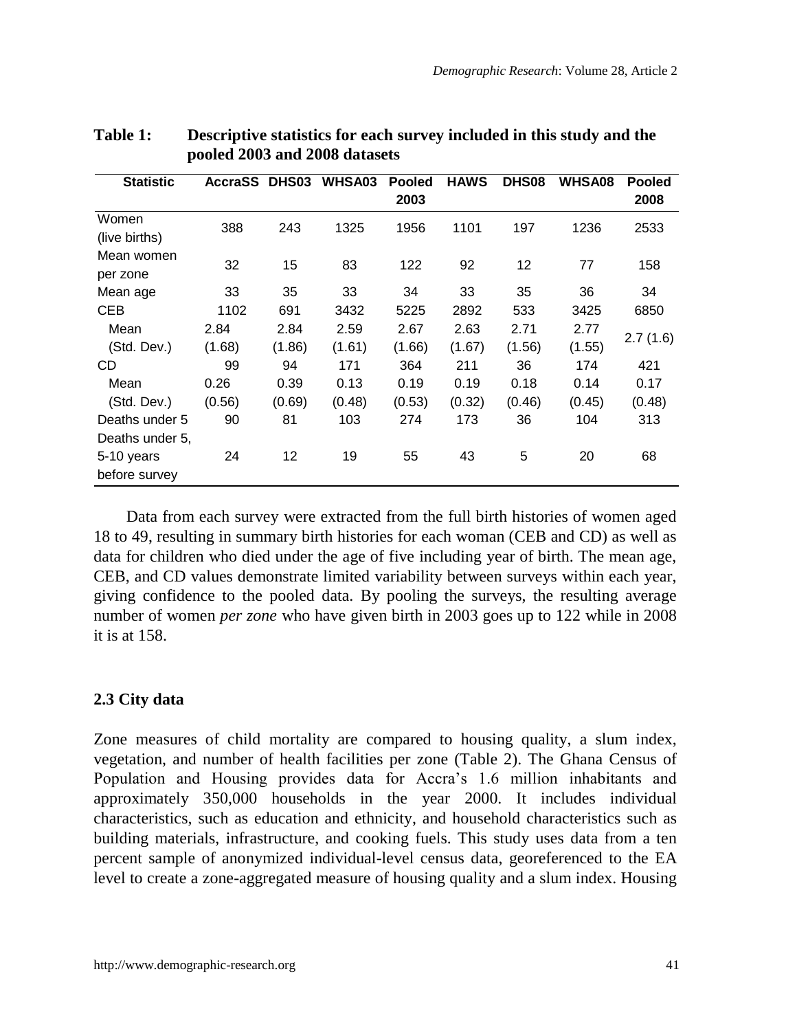**Table 1: Descriptive statistics for each survey included in this study and the pooled 2003 and 2008 datasets**

| Statistic | AccraSS | DHS03 | WHSA03 | Pooled 2003 | HAWS | DHS08 | WHSA08 | Pooled 2008 |
|---|---|---|---|---|---|---|---|---|
| Women (live births) | 388 | 243 | 1325 | 1956 | 1101 | 197 | 1236 | 2533 |
| Mean women per zone | 32 | 15 | 83 | 122 | 92 | 12 | 77 | 158 |
| Mean age | 33 | 35 | 33 | 34 | 33 | 35 | 36 | 34 |
| CEB | 1102 | 691 | 3432 | 5225 | 2892 | 533 | 3425 | 6850 |
| Mean (Std. Dev.) | 2.84 (1.68) | 2.84 (1.86) | 2.59 (1.61) | 2.67 (1.66) | 2.63 (1.67) | 2.71 (1.56) | 2.77 (1.55) | 2.7 (1.6) |
| CD | 99 | 94 | 171 | 364 | 211 | 36 | 174 | 421 |
| Mean (Std. Dev.) | 0.26 (0.56) | 0.39 (0.69) | 0.13 (0.48) | 0.19 (0.53) | 0.19 (0.32) | 0.18 (0.46) | 0.14 (0.45) | 0.17 (0.48) |
| Deaths under 5 | 90 | 81 | 103 | 274 | 173 | 36 | 104 | 313 |
| Deaths under 5, 5-10 years before survey | 24 | 12 | 19 | 55 | 43 | 5 | 20 | 68 |

Data from each survey were extracted from the full birth histories of women aged 18 to 49, resulting in summary birth histories for each woman (CEB and CD) as well as data for children who died under the age of five including year of birth. The mean age, CEB, and CD values demonstrate limited variability between surveys within each year, giving confidence to the pooled data. By pooling the surveys, the resulting average number of women *per zone* who have given birth in 2003 goes up to 122 while in 2008 it is at 158.

### 2.3 City data

Zone measures of child mortality are compared to housing quality, a slum index, vegetation, and number of health facilities per zone (Table 2). The Ghana Census of Population and Housing provides data for Accra's 1.6 million inhabitants and approximately 350,000 households in the year 2000. It includes individual characteristics, such as education and ethnicity, and household characteristics such as building materials, infrastructure, and cooking fuels. This study uses data from a ten percent sample of anonymized individual-level census data, georeferenced to the EA level to create a zone-aggregated measure of housing quality and a slum index. Housing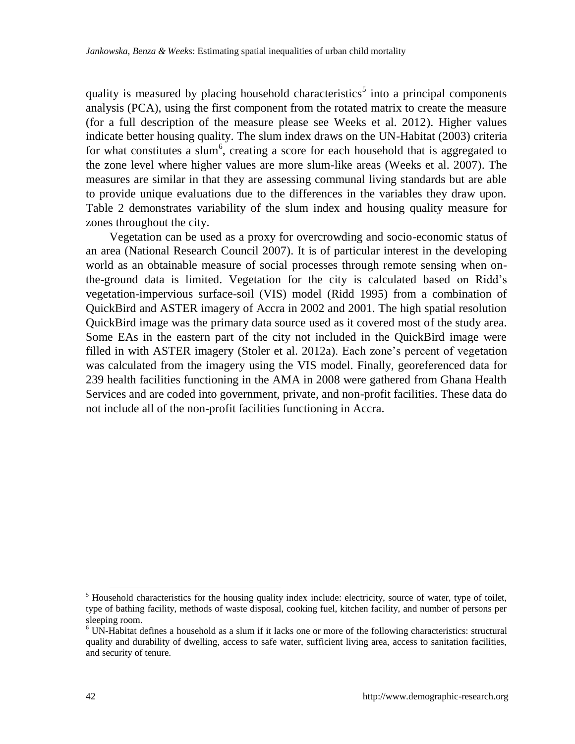quality is measured by placing household characteristics[5] into a principal components analysis (PCA), using the first component from the rotated matrix to create the measure (for a full description of the measure please see Weeks et al. 2012). Higher values indicate better housing quality. The slum index draws on the UN-Habitat (2003) criteria for what constitutes a slum[6], creating a score for each household that is aggregated to the zone level where higher values are more slum-like areas (Weeks et al. 2007). The measures are similar in that they are assessing communal living standards but are able to provide unique evaluations due to the differences in the variables they draw upon. Table 2 demonstrates variability of the slum index and housing quality measure for zones throughout the city.

Vegetation can be used as a proxy for overcrowding and socio-economic status of an area (National Research Council 2007). It is of particular interest in the developing world as an obtainable measure of social processes through remote sensing when on-the-ground data is limited. Vegetation for the city is calculated based on Ridd's vegetation-impervious surface-soil (VIS) model (Ridd 1995) from a combination of QuickBird and ASTER imagery of Accra in 2002 and 2001. The high spatial resolution QuickBird image was the primary data source used as it covered most of the study area. Some EAs in the eastern part of the city not included in the QuickBird image were filled in with ASTER imagery (Stoler et al. 2012a). Each zone's percent of vegetation was calculated from the imagery using the VIS model. Finally, georeferenced data for 239 health facilities functioning in the AMA in 2008 were gathered from Ghana Health Services and are coded into government, private, and non-profit facilities. These data do not include all of the non-profit facilities functioning in Accra.

[5] Household characteristics for the housing quality index include: electricity, source of water, type of toilet, type of bathing facility, methods of waste disposal, cooking fuel, kitchen facility, and number of persons per sleeping room.

[6] UN-Habitat defines a household as a slum if it lacks one or more of the following characteristics: structural quality and durability of dwelling, access to safe water, sufficient living area, access to sanitation facilities, and security of tenure.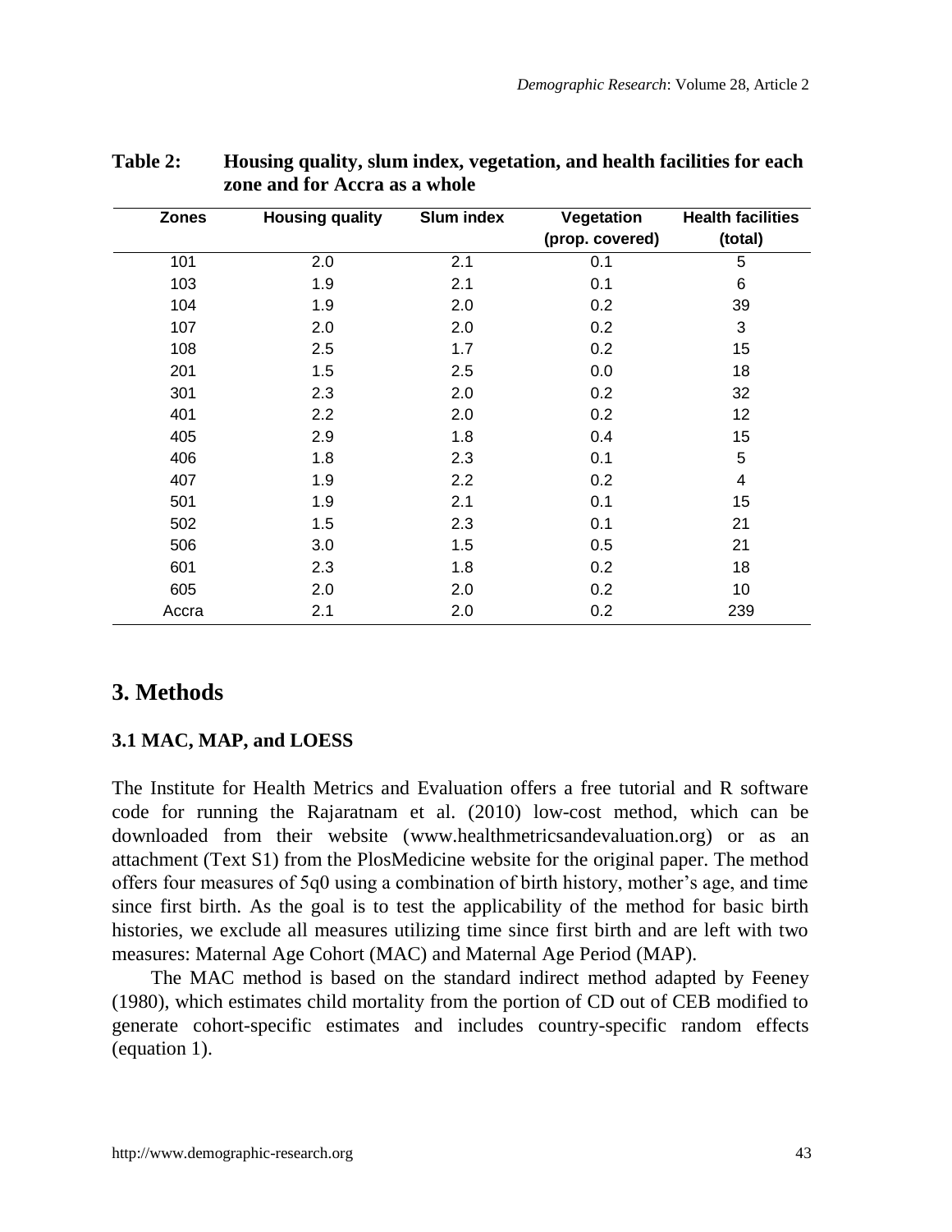**Table 2: Housing quality, slum index, vegetation, and health facilities for each zone and for Accra as a whole**

| Zones | Housing quality | Slum index | Vegetation (prop. covered) | Health facilities (total) |
|---|---|---|---|---|
| 101 | 2.0 | 2.1 | 0.1 | 5 |
| 103 | 1.9 | 2.1 | 0.1 | 6 |
| 104 | 1.9 | 2.0 | 0.2 | 39 |
| 107 | 2.0 | 2.0 | 0.2 | 3 |
| 108 | 2.5 | 1.7 | 0.2 | 15 |
| 201 | 1.5 | 2.5 | 0.0 | 18 |
| 301 | 2.3 | 2.0 | 0.2 | 32 |
| 401 | 2.2 | 2.0 | 0.2 | 12 |
| 405 | 2.9 | 1.8 | 0.4 | 15 |
| 406 | 1.8 | 2.3 | 0.1 | 5 |
| 407 | 1.9 | 2.2 | 0.2 | 4 |
| 501 | 1.9 | 2.1 | 0.1 | 15 |
| 502 | 1.5 | 2.3 | 0.1 | 21 |
| 506 | 3.0 | 1.5 | 0.5 | 21 |
| 601 | 2.3 | 1.8 | 0.2 | 18 |
| 605 | 2.0 | 2.0 | 0.2 | 10 |
| Accra | 2.1 | 2.0 | 0.2 | 239 |

# 3. Methods

## 3.1 MAC, MAP, and LOESS

The Institute for Health Metrics and Evaluation offers a free tutorial and R software code for running the Rajaratnam et al. (2010) low-cost method, which can be downloaded from their website (www.healthmetricsandevaluation.org) or as an attachment (Text S1) from the PlosMedicine website for the original paper. The method offers four measures of 5q0 using a combination of birth history, mother's age, and time since first birth. As the goal is to test the applicability of the method for basic birth histories, we exclude all measures utilizing time since first birth and are left with two measures: Maternal Age Cohort (MAC) and Maternal Age Period (MAP).

The MAC method is based on the standard indirect method adapted by Feeney (1980), which estimates child mortality from the portion of CD out of CEB modified to generate cohort-specific estimates and includes country-specific random effects (equation 1).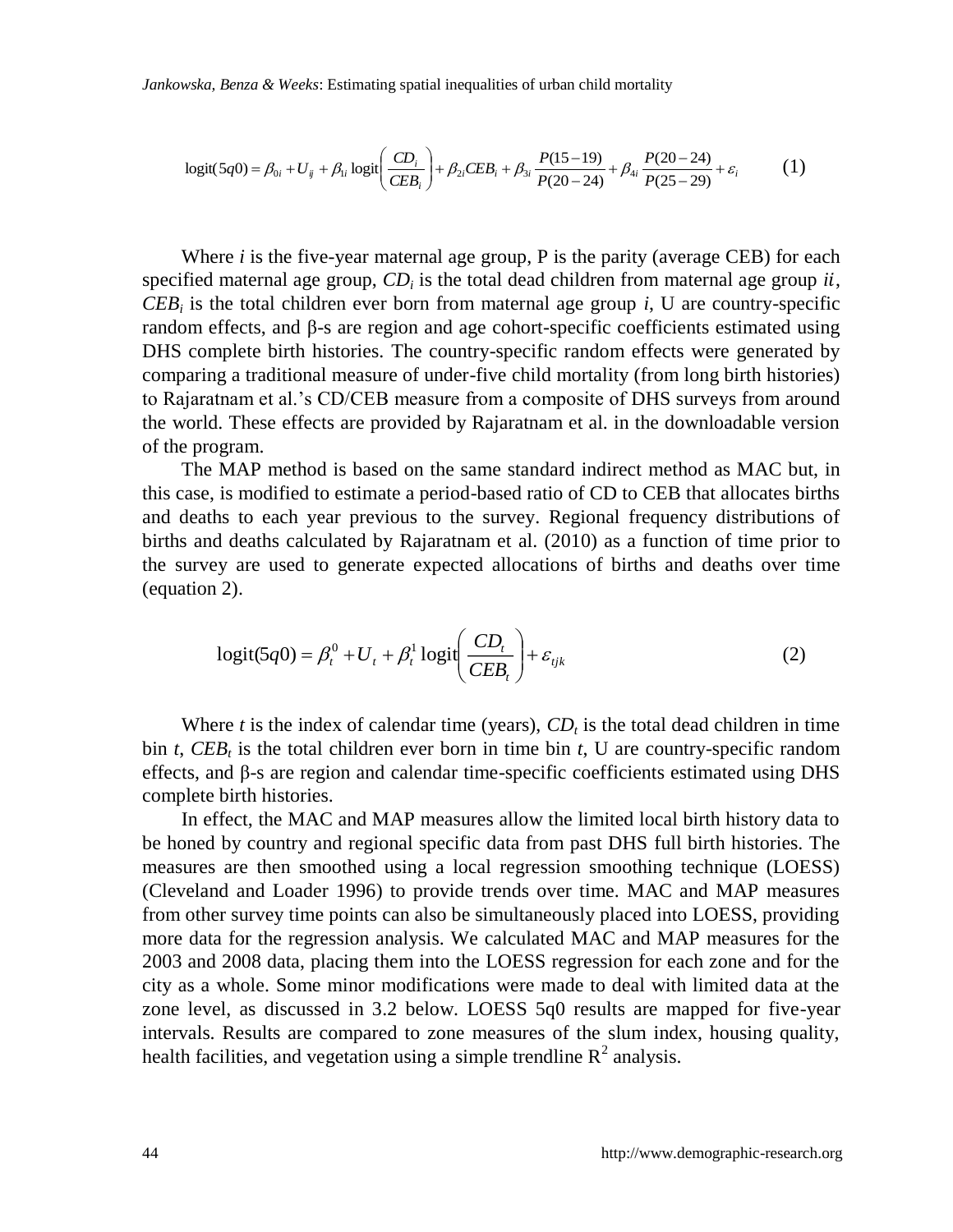$$\text{logit}(5q0) = \beta_{0i} + U_{ij} + \beta_{1i}\,\text{logit}\left(\frac{CD_i}{CEB_i}\right) + \beta_{2i}CEB_i + \beta_{3i}\frac{P(15-19)}{P(20-24)} + \beta_{4i}\frac{P(20-24)}{P(25-29)} + \varepsilon_i \qquad (1)$$

Where $i$ is the five-year maternal age group, P is the parity (average CEB) for each specified maternal age group, $CD_i$ is the total dead children from maternal age group $ii$, $CEB_i$ is the total children ever born from maternal age group $i$, U are country-specific random effects, and β-s are region and age cohort-specific coefficients estimated using DHS complete birth histories. The country-specific random effects were generated by comparing a traditional measure of under-five child mortality (from long birth histories) to Rajaratnam et al.'s CD/CEB measure from a composite of DHS surveys from around the world. These effects are provided by Rajaratnam et al. in the downloadable version of the program.

The MAP method is based on the same standard indirect method as MAC but, in this case, is modified to estimate a period-based ratio of CD to CEB that allocates births and deaths to each year previous to the survey. Regional frequency distributions of births and deaths calculated by Rajaratnam et al. (2010) as a function of time prior to the survey are used to generate expected allocations of births and deaths over time (equation 2).

$$\text{logit}(5q0) = \beta_t^0 + U_t + \beta_t^1\,\text{logit}\left(\frac{CD_t}{CEB_t}\right) + \varepsilon_{tjk} \qquad (2)$$

Where $t$ is the index of calendar time (years), $CD_t$ is the total dead children in time bin $t$, $CEB_t$ is the total children ever born in time bin $t$, U are country-specific random effects, and β-s are region and calendar time-specific coefficients estimated using DHS complete birth histories.

In effect, the MAC and MAP measures allow the limited local birth history data to be honed by country and regional specific data from past DHS full birth histories. The measures are then smoothed using a local regression smoothing technique (LOESS) (Cleveland and Loader 1996) to provide trends over time. MAC and MAP measures from other survey time points can also be simultaneously placed into LOESS, providing more data for the regression analysis. We calculated MAC and MAP measures for the 2003 and 2008 data, placing them into the LOESS regression for each zone and for the city as a whole. Some minor modifications were made to deal with limited data at the zone level, as discussed in 3.2 below. LOESS 5q0 results are mapped for five-year intervals. Results are compared to zone measures of the slum index, housing quality, health facilities, and vegetation using a simple trendline $R^2$ analysis.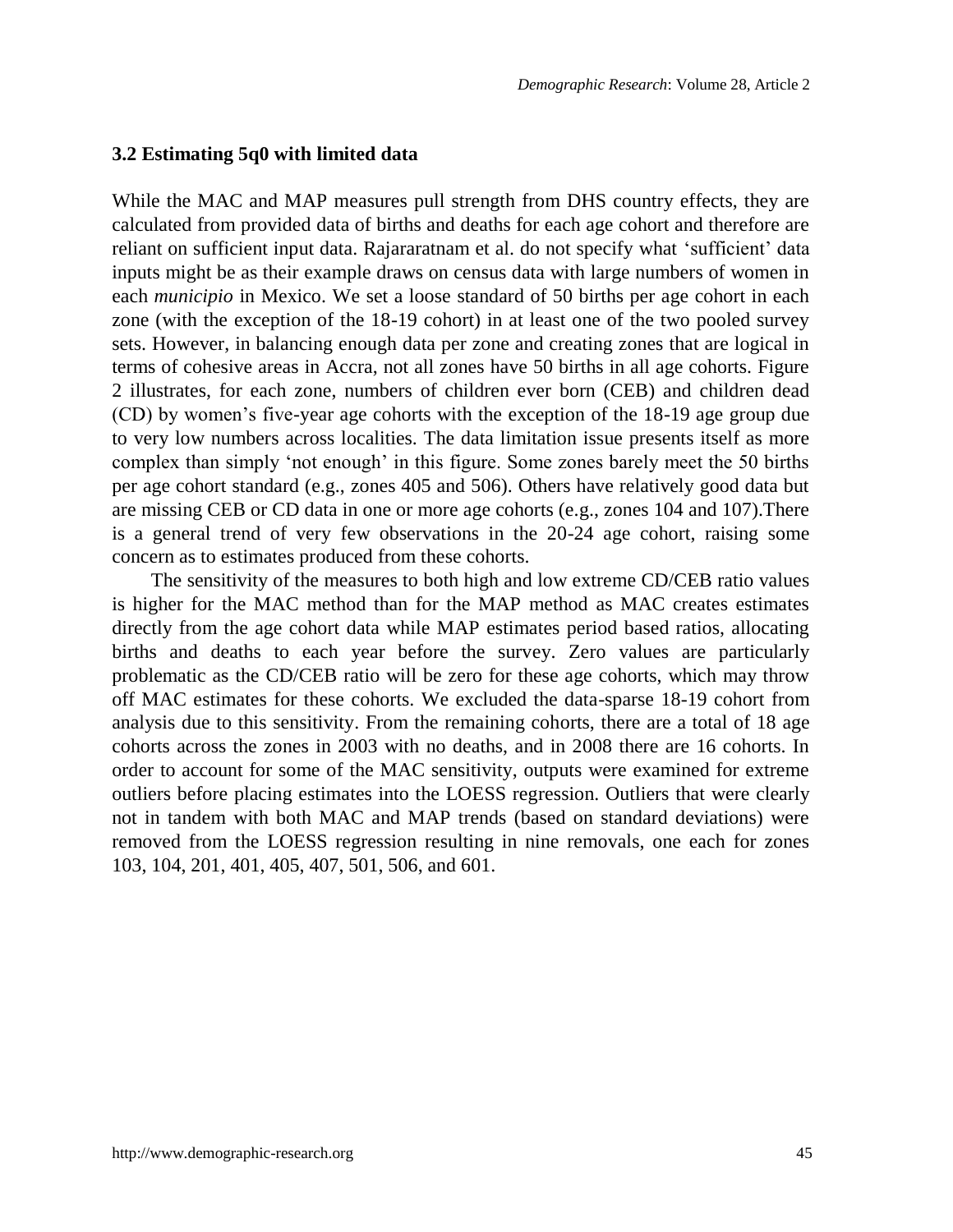### 3.2 Estimating 5q0 with limited data

While the MAC and MAP measures pull strength from DHS country effects, they are calculated from provided data of births and deaths for each age cohort and therefore are reliant on sufficient input data. Rajararatnam et al. do not specify what 'sufficient' data inputs might be as their example draws on census data with large numbers of women in each *municipio* in Mexico. We set a loose standard of 50 births per age cohort in each zone (with the exception of the 18-19 cohort) in at least one of the two pooled survey sets. However, in balancing enough data per zone and creating zones that are logical in terms of cohesive areas in Accra, not all zones have 50 births in all age cohorts. Figure 2 illustrates, for each zone, numbers of children ever born (CEB) and children dead (CD) by women's five-year age cohorts with the exception of the 18-19 age group due to very low numbers across localities. The data limitation issue presents itself as more complex than simply 'not enough' in this figure. Some zones barely meet the 50 births per age cohort standard (e.g., zones 405 and 506). Others have relatively good data but are missing CEB or CD data in one or more age cohorts (e.g., zones 104 and 107).There is a general trend of very few observations in the 20-24 age cohort, raising some concern as to estimates produced from these cohorts.

The sensitivity of the measures to both high and low extreme CD/CEB ratio values is higher for the MAC method than for the MAP method as MAC creates estimates directly from the age cohort data while MAP estimates period based ratios, allocating births and deaths to each year before the survey. Zero values are particularly problematic as the CD/CEB ratio will be zero for these age cohorts, which may throw off MAC estimates for these cohorts. We excluded the data-sparse 18-19 cohort from analysis due to this sensitivity. From the remaining cohorts, there are a total of 18 age cohorts across the zones in 2003 with no deaths, and in 2008 there are 16 cohorts. In order to account for some of the MAC sensitivity, outputs were examined for extreme outliers before placing estimates into the LOESS regression. Outliers that were clearly not in tandem with both MAC and MAP trends (based on standard deviations) were removed from the LOESS regression resulting in nine removals, one each for zones 103, 104, 201, 401, 405, 407, 501, 506, and 601.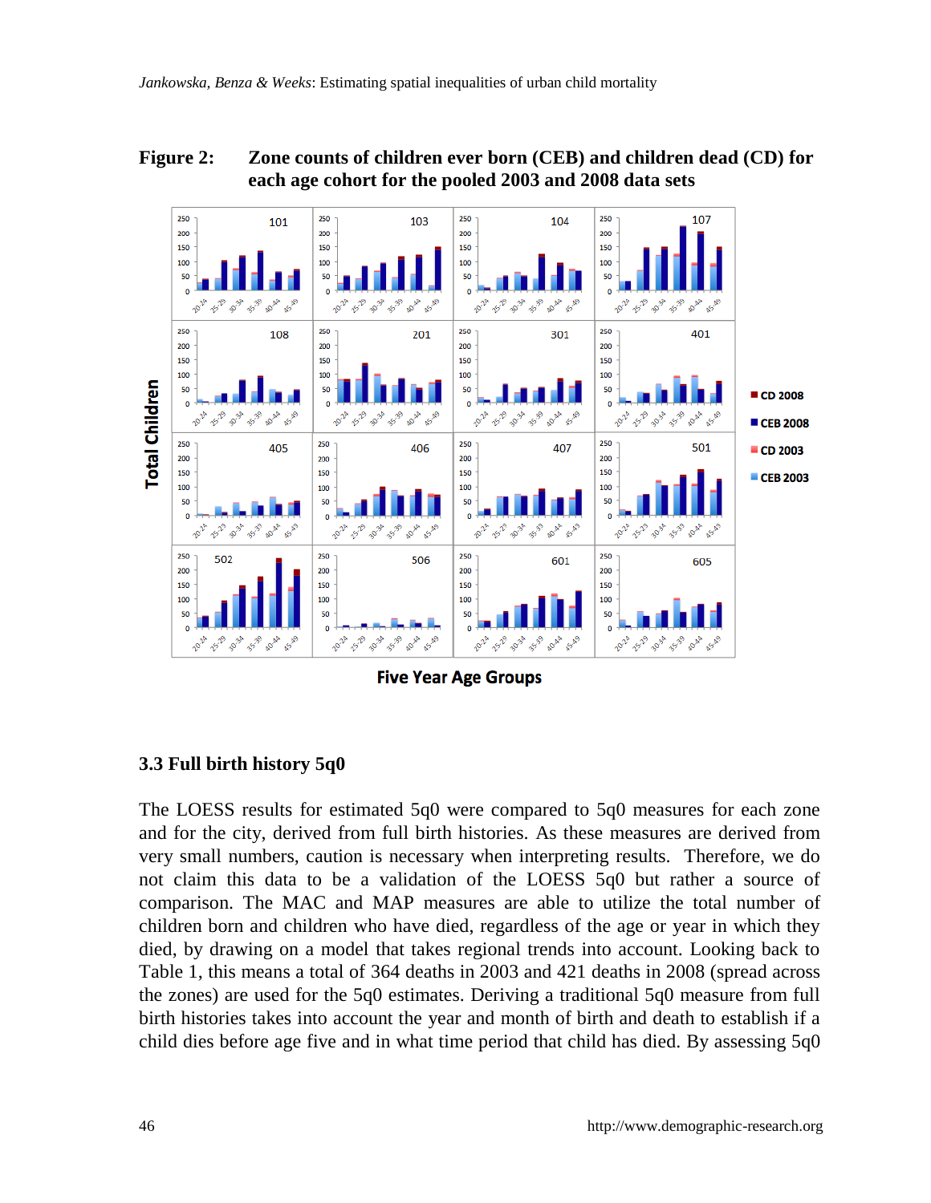**Figure 2: Zone counts of children ever born (CEB) and children dead (CD) for each age cohort for the pooled 2003 and 2008 data sets**

### 3.3 Full birth history 5q0

The LOESS results for estimated 5q0 were compared to 5q0 measures for each zone and for the city, derived from full birth histories. As these measures are derived from very small numbers, caution is necessary when interpreting results. Therefore, we do not claim this data to be a validation of the LOESS 5q0 but rather a source of comparison. The MAC and MAP measures are able to utilize the total number of children born and children who have died, regardless of the age or year in which they died, by drawing on a model that takes regional trends into account. Looking back to Table 1, this means a total of 364 deaths in 2003 and 421 deaths in 2008 (spread across the zones) are used for the 5q0 estimates. Deriving a traditional 5q0 measure from full birth histories takes into account the year and month of birth and death to establish if a child dies before age five and in what time period that child has died. By assessing 5q0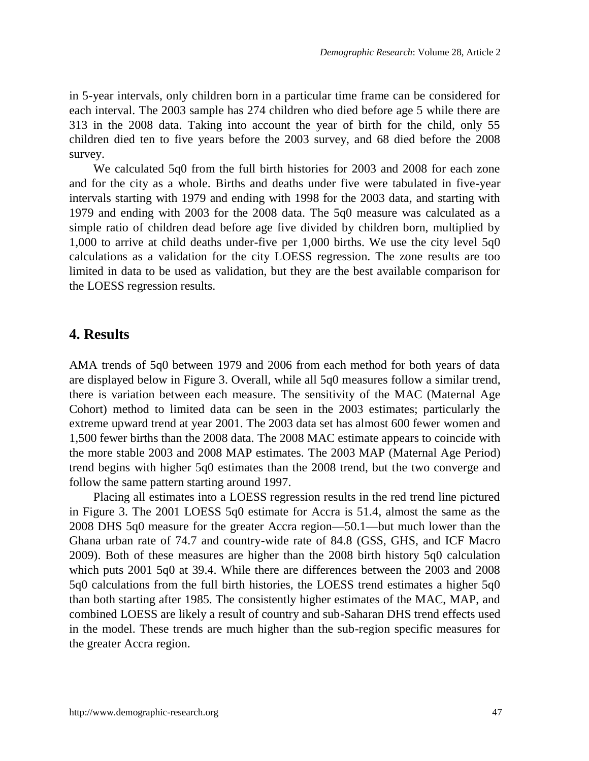in 5-year intervals, only children born in a particular time frame can be considered for each interval. The 2003 sample has 274 children who died before age 5 while there are 313 in the 2008 data. Taking into account the year of birth for the child, only 55 children died ten to five years before the 2003 survey, and 68 died before the 2008 survey.

We calculated 5q0 from the full birth histories for 2003 and 2008 for each zone and for the city as a whole. Births and deaths under five were tabulated in five-year intervals starting with 1979 and ending with 1998 for the 2003 data, and starting with 1979 and ending with 2003 for the 2008 data. The 5q0 measure was calculated as a simple ratio of children dead before age five divided by children born, multiplied by 1,000 to arrive at child deaths under-five per 1,000 births. We use the city level 5q0 calculations as a validation for the city LOESS regression. The zone results are too limited in data to be used as validation, but they are the best available comparison for the LOESS regression results.

## 4. Results

AMA trends of 5q0 between 1979 and 2006 from each method for both years of data are displayed below in Figure 3. Overall, while all 5q0 measures follow a similar trend, there is variation between each measure. The sensitivity of the MAC (Maternal Age Cohort) method to limited data can be seen in the 2003 estimates; particularly the extreme upward trend at year 2001. The 2003 data set has almost 600 fewer women and 1,500 fewer births than the 2008 data. The 2008 MAC estimate appears to coincide with the more stable 2003 and 2008 MAP estimates. The 2003 MAP (Maternal Age Period) trend begins with higher 5q0 estimates than the 2008 trend, but the two converge and follow the same pattern starting around 1997.

Placing all estimates into a LOESS regression results in the red trend line pictured in Figure 3. The 2001 LOESS 5q0 estimate for Accra is 51.4, almost the same as the 2008 DHS 5q0 measure for the greater Accra region—50.1—but much lower than the Ghana urban rate of 74.7 and country-wide rate of 84.8 (GSS, GHS, and ICF Macro 2009). Both of these measures are higher than the 2008 birth history 5q0 calculation which puts 2001 5q0 at 39.4. While there are differences between the 2003 and 2008 5q0 calculations from the full birth histories, the LOESS trend estimates a higher 5q0 than both starting after 1985. The consistently higher estimates of the MAC, MAP, and combined LOESS are likely a result of country and sub-Saharan DHS trend effects used in the model. These trends are much higher than the sub-region specific measures for the greater Accra region.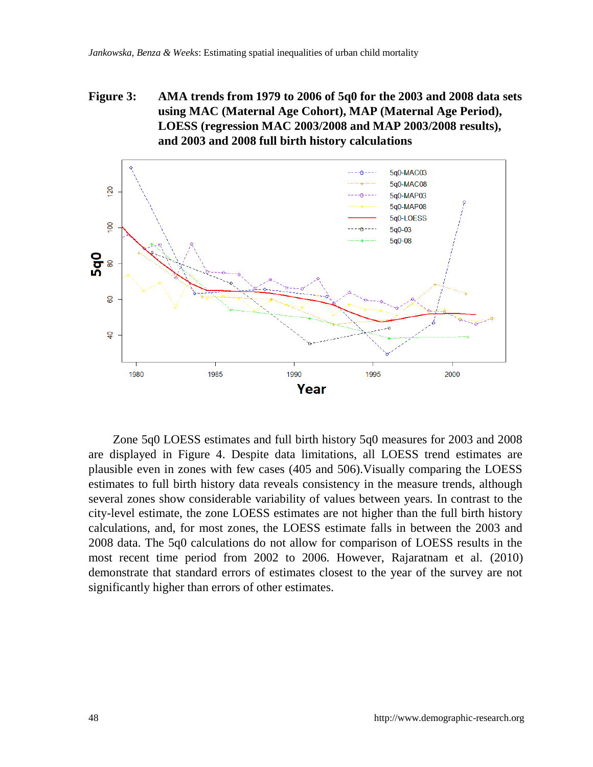**Figure 3: AMA trends from 1979 to 2006 of 5q0 for the 2003 and 2008 data sets using MAC (Maternal Age Cohort), MAP (Maternal Age Period), LOESS (regression MAC 2003/2008 and MAP 2003/2008 results), and 2003 and 2008 full birth history calculations**

Zone 5q0 LOESS estimates and full birth history 5q0 measures for 2003 and 2008 are displayed in Figure 4. Despite data limitations, all LOESS trend estimates are plausible even in zones with few cases (405 and 506).Visually comparing the LOESS estimates to full birth history data reveals consistency in the measure trends, although several zones show considerable variability of values between years. In contrast to the city-level estimate, the zone LOESS estimates are not higher than the full birth history calculations, and, for most zones, the LOESS estimate falls in between the 2003 and 2008 data. The 5q0 calculations do not allow for comparison of LOESS results in the most recent time period from 2002 to 2006. However, Rajaratnam et al. (2010) demonstrate that standard errors of estimates closest to the year of the survey are not significantly higher than errors of other estimates.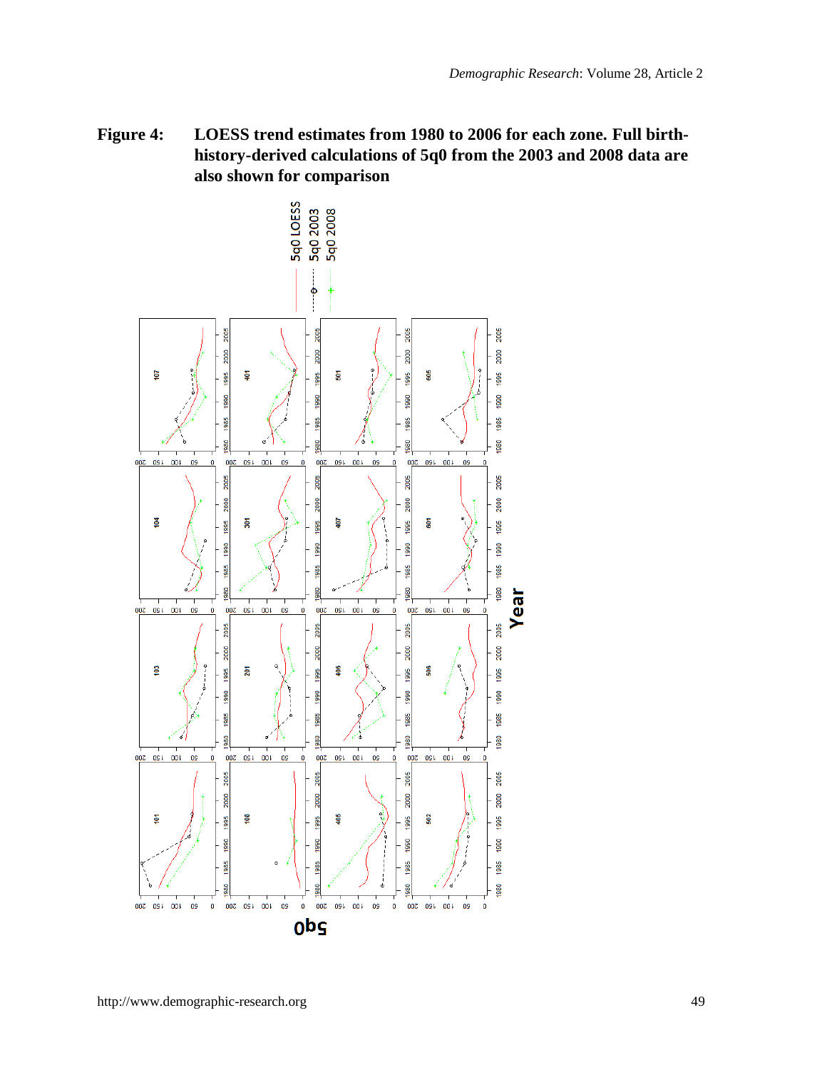**Figure 4: LOESS trend estimates from 1980 to 2006 for each zone. Full birth-history-derived calculations of 5q0 from the 2003 and 2008 data are also shown for comparison**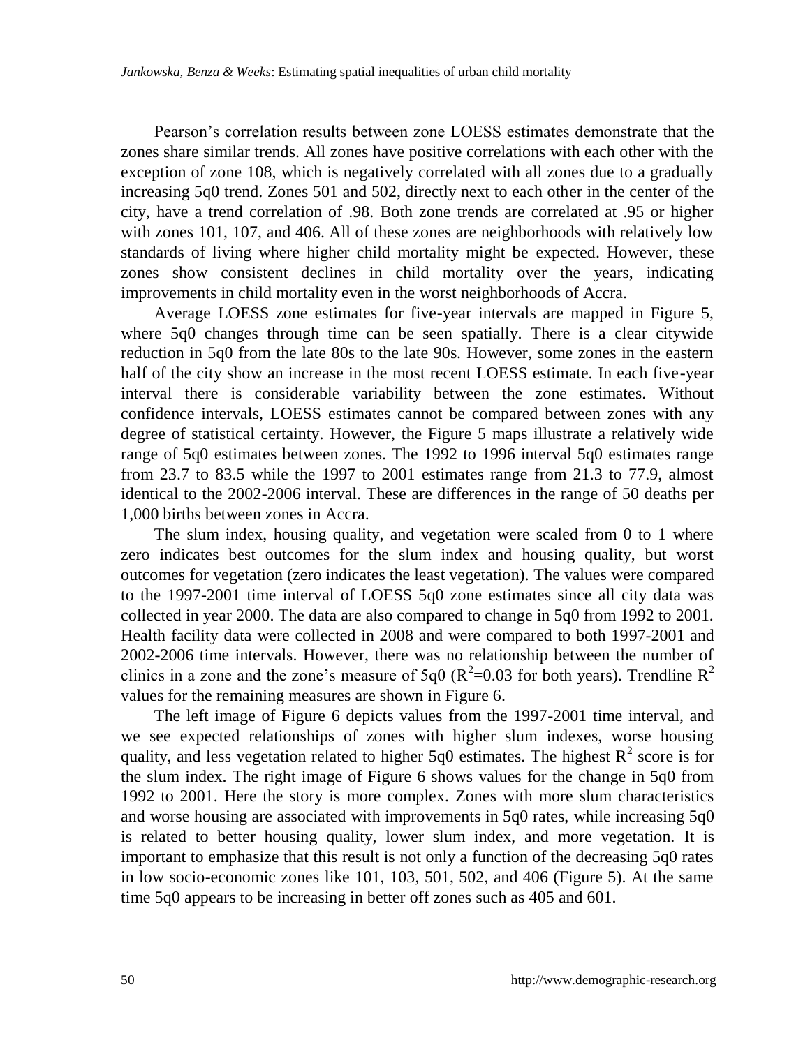Pearson's correlation results between zone LOESS estimates demonstrate that the zones share similar trends. All zones have positive correlations with each other with the exception of zone 108, which is negatively correlated with all zones due to a gradually increasing 5q0 trend. Zones 501 and 502, directly next to each other in the center of the city, have a trend correlation of .98. Both zone trends are correlated at .95 or higher with zones 101, 107, and 406. All of these zones are neighborhoods with relatively low standards of living where higher child mortality might be expected. However, these zones show consistent declines in child mortality over the years, indicating improvements in child mortality even in the worst neighborhoods of Accra.

Average LOESS zone estimates for five-year intervals are mapped in Figure 5, where 5q0 changes through time can be seen spatially. There is a clear citywide reduction in 5q0 from the late 80s to the late 90s. However, some zones in the eastern half of the city show an increase in the most recent LOESS estimate. In each five-year interval there is considerable variability between the zone estimates. Without confidence intervals, LOESS estimates cannot be compared between zones with any degree of statistical certainty. However, the Figure 5 maps illustrate a relatively wide range of 5q0 estimates between zones. The 1992 to 1996 interval 5q0 estimates range from 23.7 to 83.5 while the 1997 to 2001 estimates range from 21.3 to 77.9, almost identical to the 2002-2006 interval. These are differences in the range of 50 deaths per 1,000 births between zones in Accra.

The slum index, housing quality, and vegetation were scaled from 0 to 1 where zero indicates best outcomes for the slum index and housing quality, but worst outcomes for vegetation (zero indicates the least vegetation). The values were compared to the 1997-2001 time interval of LOESS 5q0 zone estimates since all city data was collected in year 2000. The data are also compared to change in 5q0 from 1992 to 2001. Health facility data were collected in 2008 and were compared to both 1997-2001 and 2002-2006 time intervals. However, there was no relationship between the number of clinics in a zone and the zone's measure of 5q0 ($R^2$=0.03 for both years). Trendline $R^2$ values for the remaining measures are shown in Figure 6.

The left image of Figure 6 depicts values from the 1997-2001 time interval, and we see expected relationships of zones with higher slum indexes, worse housing quality, and less vegetation related to higher 5q0 estimates. The highest $R^2$ score is for the slum index. The right image of Figure 6 shows values for the change in 5q0 from 1992 to 2001. Here the story is more complex. Zones with more slum characteristics and worse housing are associated with improvements in 5q0 rates, while increasing 5q0 is related to better housing quality, lower slum index, and more vegetation. It is important to emphasize that this result is not only a function of the decreasing 5q0 rates in low socio-economic zones like 101, 103, 501, 502, and 406 (Figure 5). At the same time 5q0 appears to be increasing in better off zones such as 405 and 601.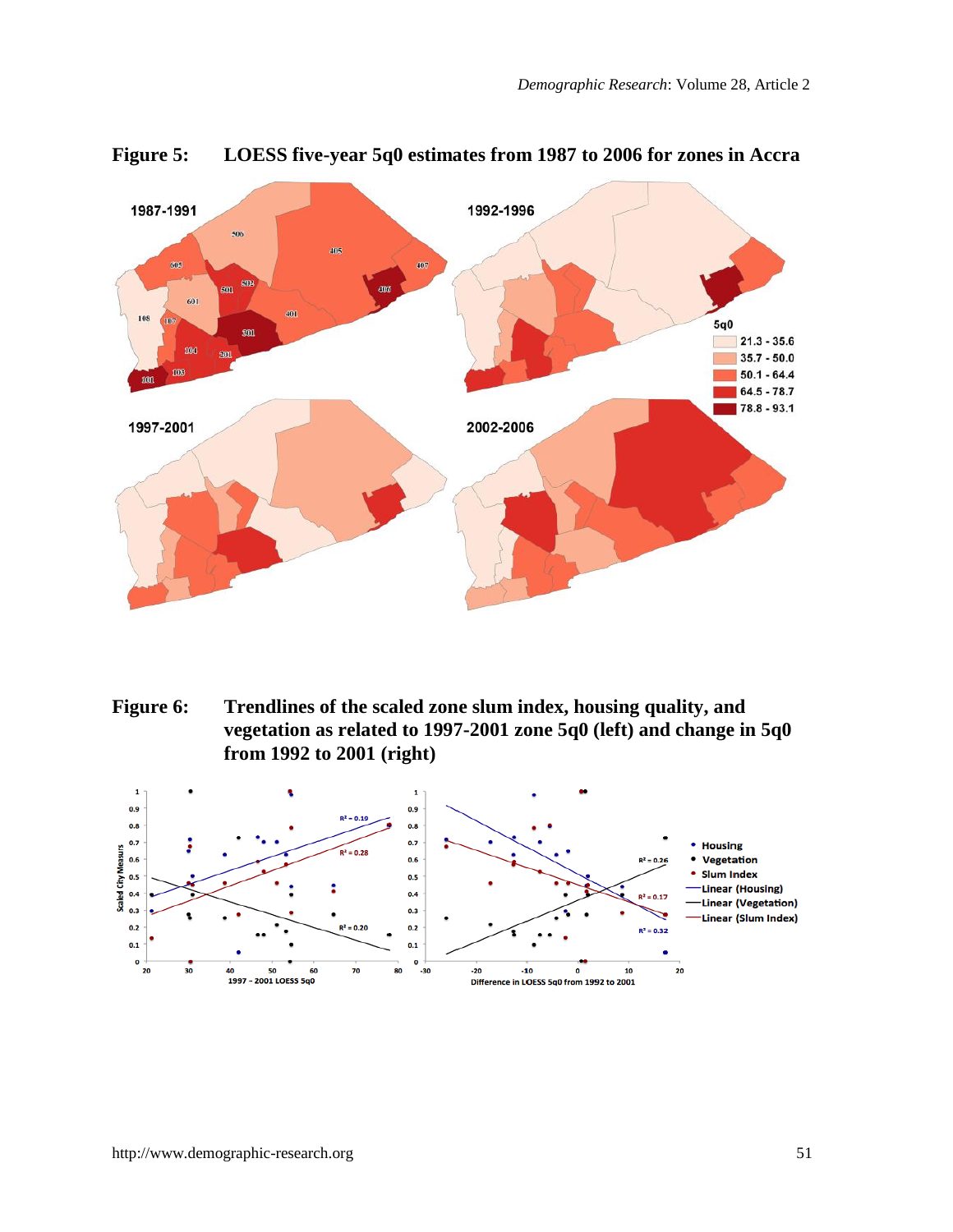**Figure 5: LOESS five-year 5q0 estimates from 1987 to 2006 for zones in Accra**

**Figure 6: Trendlines of the scaled zone slum index, housing quality, and vegetation as related to 1997-2001 zone 5q0 (left) and change in 5q0 from 1992 to 2001 (right)**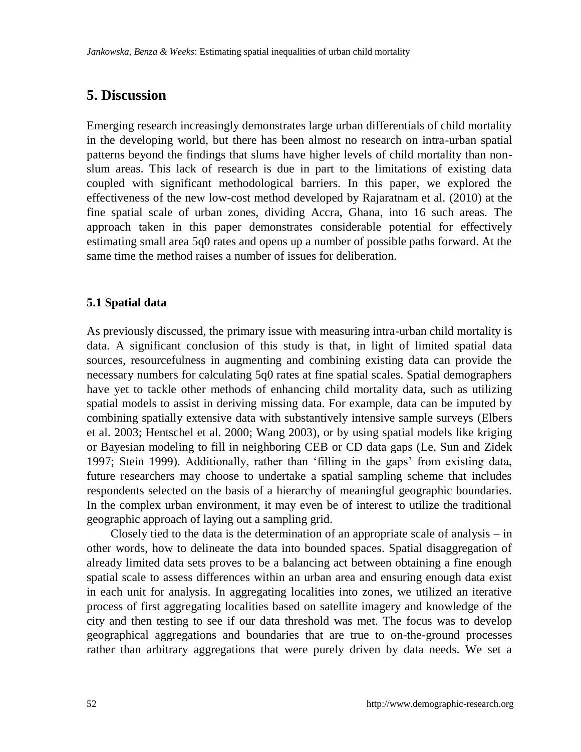# 5. Discussion

Emerging research increasingly demonstrates large urban differentials of child mortality in the developing world, but there has been almost no research on intra-urban spatial patterns beyond the findings that slums have higher levels of child mortality than non-slum areas. This lack of research is due in part to the limitations of existing data coupled with significant methodological barriers. In this paper, we explored the effectiveness of the new low-cost method developed by Rajaratnam et al. (2010) at the fine spatial scale of urban zones, dividing Accra, Ghana, into 16 such areas. The approach taken in this paper demonstrates considerable potential for effectively estimating small area 5q0 rates and opens up a number of possible paths forward. At the same time the method raises a number of issues for deliberation.

## 5.1 Spatial data

As previously discussed, the primary issue with measuring intra-urban child mortality is data. A significant conclusion of this study is that, in light of limited spatial data sources, resourcefulness in augmenting and combining existing data can provide the necessary numbers for calculating 5q0 rates at fine spatial scales. Spatial demographers have yet to tackle other methods of enhancing child mortality data, such as utilizing spatial models to assist in deriving missing data. For example, data can be imputed by combining spatially extensive data with substantively intensive sample surveys (Elbers et al. 2003; Hentschel et al. 2000; Wang 2003), or by using spatial models like kriging or Bayesian modeling to fill in neighboring CEB or CD data gaps (Le, Sun and Zidek 1997; Stein 1999). Additionally, rather than 'filling in the gaps' from existing data, future researchers may choose to undertake a spatial sampling scheme that includes respondents selected on the basis of a hierarchy of meaningful geographic boundaries. In the complex urban environment, it may even be of interest to utilize the traditional geographic approach of laying out a sampling grid.

Closely tied to the data is the determination of an appropriate scale of analysis – in other words, how to delineate the data into bounded spaces. Spatial disaggregation of already limited data sets proves to be a balancing act between obtaining a fine enough spatial scale to assess differences within an urban area and ensuring enough data exist in each unit for analysis. In aggregating localities into zones, we utilized an iterative process of first aggregating localities based on satellite imagery and knowledge of the city and then testing to see if our data threshold was met. The focus was to develop geographical aggregations and boundaries that are true to on-the-ground processes rather than arbitrary aggregations that were purely driven by data needs. We set a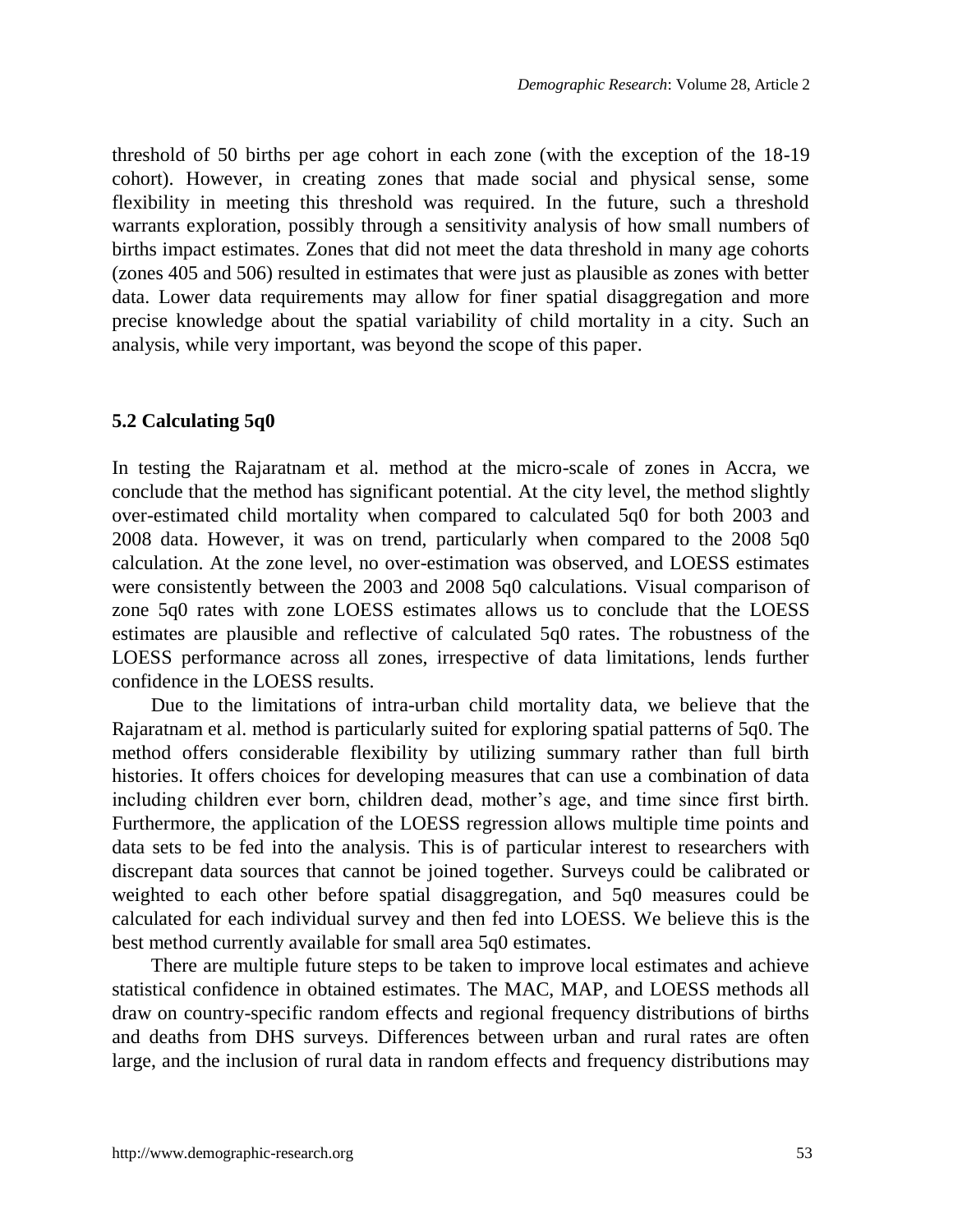threshold of 50 births per age cohort in each zone (with the exception of the 18-19 cohort). However, in creating zones that made social and physical sense, some flexibility in meeting this threshold was required. In the future, such a threshold warrants exploration, possibly through a sensitivity analysis of how small numbers of births impact estimates. Zones that did not meet the data threshold in many age cohorts (zones 405 and 506) resulted in estimates that were just as plausible as zones with better data. Lower data requirements may allow for finer spatial disaggregation and more precise knowledge about the spatial variability of child mortality in a city. Such an analysis, while very important, was beyond the scope of this paper.

## 5.2 Calculating 5q0

In testing the Rajaratnam et al. method at the micro-scale of zones in Accra, we conclude that the method has significant potential. At the city level, the method slightly over-estimated child mortality when compared to calculated 5q0 for both 2003 and 2008 data. However, it was on trend, particularly when compared to the 2008 5q0 calculation. At the zone level, no over-estimation was observed, and LOESS estimates were consistently between the 2003 and 2008 5q0 calculations. Visual comparison of zone 5q0 rates with zone LOESS estimates allows us to conclude that the LOESS estimates are plausible and reflective of calculated 5q0 rates. The robustness of the LOESS performance across all zones, irrespective of data limitations, lends further confidence in the LOESS results.

Due to the limitations of intra-urban child mortality data, we believe that the Rajaratnam et al. method is particularly suited for exploring spatial patterns of 5q0. The method offers considerable flexibility by utilizing summary rather than full birth histories. It offers choices for developing measures that can use a combination of data including children ever born, children dead, mother's age, and time since first birth. Furthermore, the application of the LOESS regression allows multiple time points and data sets to be fed into the analysis. This is of particular interest to researchers with discrepant data sources that cannot be joined together. Surveys could be calibrated or weighted to each other before spatial disaggregation, and 5q0 measures could be calculated for each individual survey and then fed into LOESS. We believe this is the best method currently available for small area 5q0 estimates.

There are multiple future steps to be taken to improve local estimates and achieve statistical confidence in obtained estimates. The MAC, MAP, and LOESS methods all draw on country-specific random effects and regional frequency distributions of births and deaths from DHS surveys. Differences between urban and rural rates are often large, and the inclusion of rural data in random effects and frequency distributions may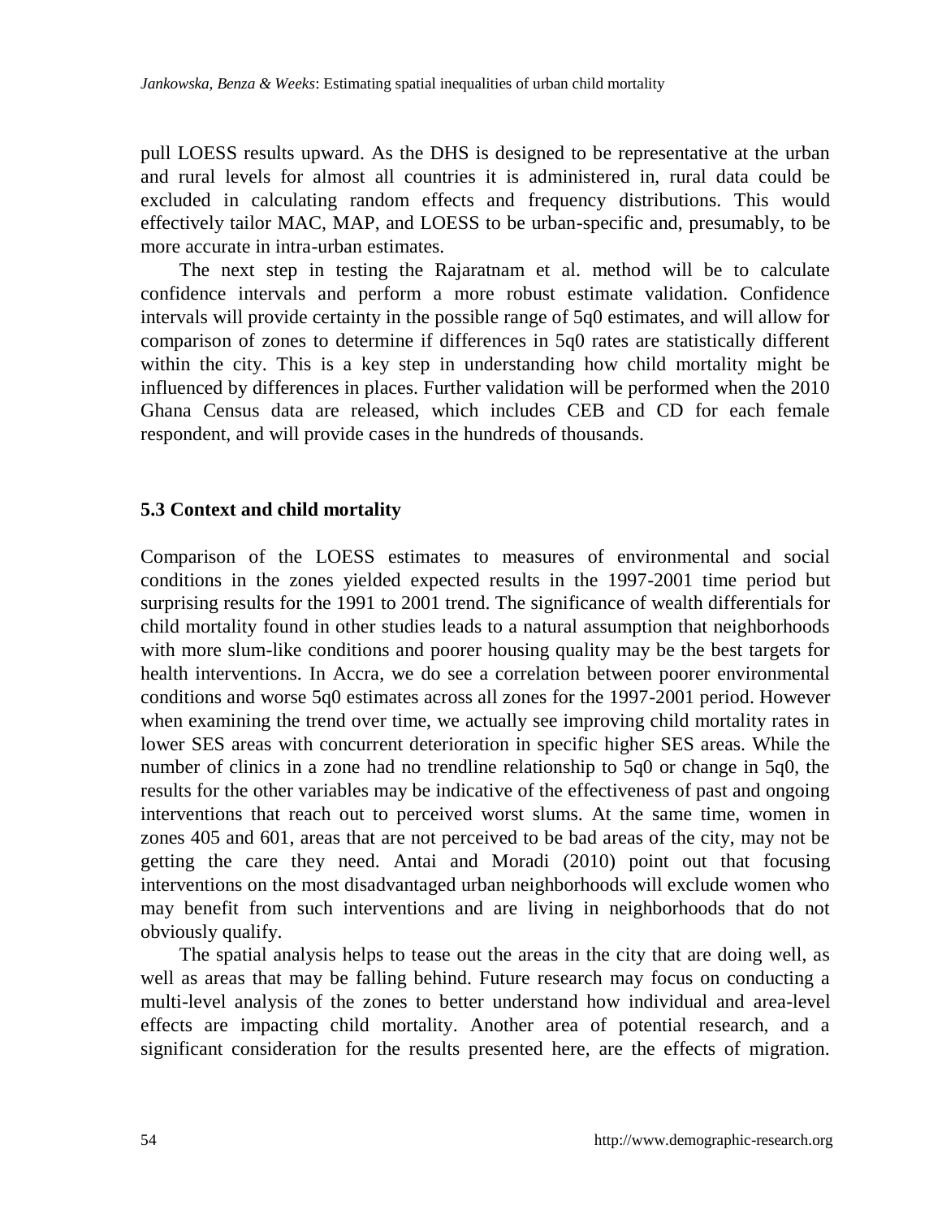pull LOESS results upward. As the DHS is designed to be representative at the urban and rural levels for almost all countries it is administered in, rural data could be excluded in calculating random effects and frequency distributions. This would effectively tailor MAC, MAP, and LOESS to be urban-specific and, presumably, to be more accurate in intra-urban estimates.

The next step in testing the Rajaratnam et al. method will be to calculate confidence intervals and perform a more robust estimate validation. Confidence intervals will provide certainty in the possible range of 5q0 estimates, and will allow for comparison of zones to determine if differences in 5q0 rates are statistically different within the city. This is a key step in understanding how child mortality might be influenced by differences in places. Further validation will be performed when the 2010 Ghana Census data are released, which includes CEB and CD for each female respondent, and will provide cases in the hundreds of thousands.

### 5.3 Context and child mortality

Comparison of the LOESS estimates to measures of environmental and social conditions in the zones yielded expected results in the 1997-2001 time period but surprising results for the 1991 to 2001 trend. The significance of wealth differentials for child mortality found in other studies leads to a natural assumption that neighborhoods with more slum-like conditions and poorer housing quality may be the best targets for health interventions. In Accra, we do see a correlation between poorer environmental conditions and worse 5q0 estimates across all zones for the 1997-2001 period. However when examining the trend over time, we actually see improving child mortality rates in lower SES areas with concurrent deterioration in specific higher SES areas. While the number of clinics in a zone had no trendline relationship to 5q0 or change in 5q0, the results for the other variables may be indicative of the effectiveness of past and ongoing interventions that reach out to perceived worst slums. At the same time, women in zones 405 and 601, areas that are not perceived to be bad areas of the city, may not be getting the care they need. Antai and Moradi (2010) point out that focusing interventions on the most disadvantaged urban neighborhoods will exclude women who may benefit from such interventions and are living in neighborhoods that do not obviously qualify.

The spatial analysis helps to tease out the areas in the city that are doing well, as well as areas that may be falling behind. Future research may focus on conducting a multi-level analysis of the zones to better understand how individual and area-level effects are impacting child mortality. Another area of potential research, and a significant consideration for the results presented here, are the effects of migration.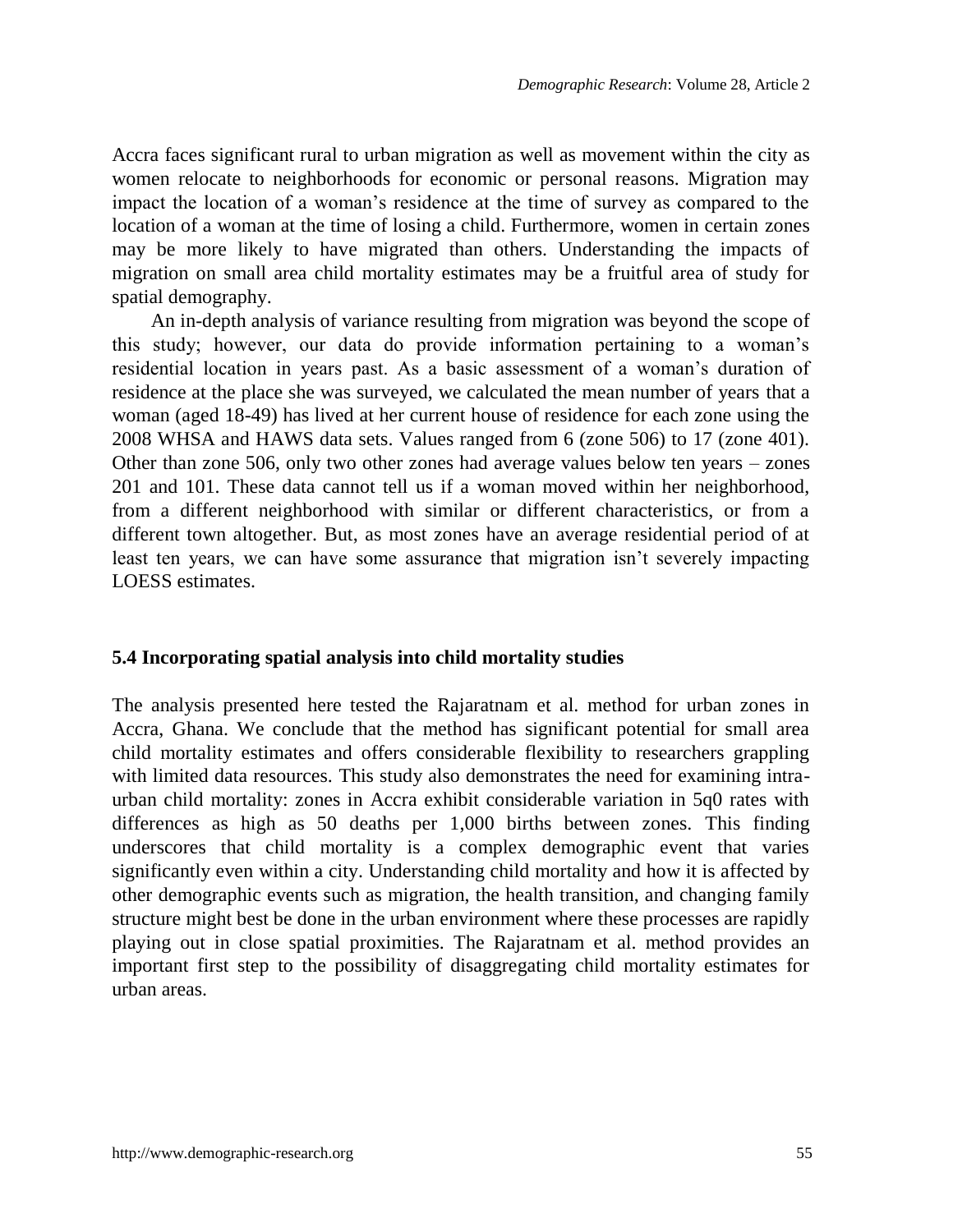Accra faces significant rural to urban migration as well as movement within the city as women relocate to neighborhoods for economic or personal reasons. Migration may impact the location of a woman's residence at the time of survey as compared to the location of a woman at the time of losing a child. Furthermore, women in certain zones may be more likely to have migrated than others. Understanding the impacts of migration on small area child mortality estimates may be a fruitful area of study for spatial demography.

An in-depth analysis of variance resulting from migration was beyond the scope of this study; however, our data do provide information pertaining to a woman's residential location in years past. As a basic assessment of a woman's duration of residence at the place she was surveyed, we calculated the mean number of years that a woman (aged 18-49) has lived at her current house of residence for each zone using the 2008 WHSA and HAWS data sets. Values ranged from 6 (zone 506) to 17 (zone 401). Other than zone 506, only two other zones had average values below ten years – zones 201 and 101. These data cannot tell us if a woman moved within her neighborhood, from a different neighborhood with similar or different characteristics, or from a different town altogether. But, as most zones have an average residential period of at least ten years, we can have some assurance that migration isn't severely impacting LOESS estimates.

### 5.4 Incorporating spatial analysis into child mortality studies

The analysis presented here tested the Rajaratnam et al. method for urban zones in Accra, Ghana. We conclude that the method has significant potential for small area child mortality estimates and offers considerable flexibility to researchers grappling with limited data resources. This study also demonstrates the need for examining intra-urban child mortality: zones in Accra exhibit considerable variation in $_5q_0$ rates with differences as high as 50 deaths per 1,000 births between zones. This finding underscores that child mortality is a complex demographic event that varies significantly even within a city. Understanding child mortality and how it is affected by other demographic events such as migration, the health transition, and changing family structure might best be done in the urban environment where these processes are rapidly playing out in close spatial proximities. The Rajaratnam et al. method provides an important first step to the possibility of disaggregating child mortality estimates for urban areas.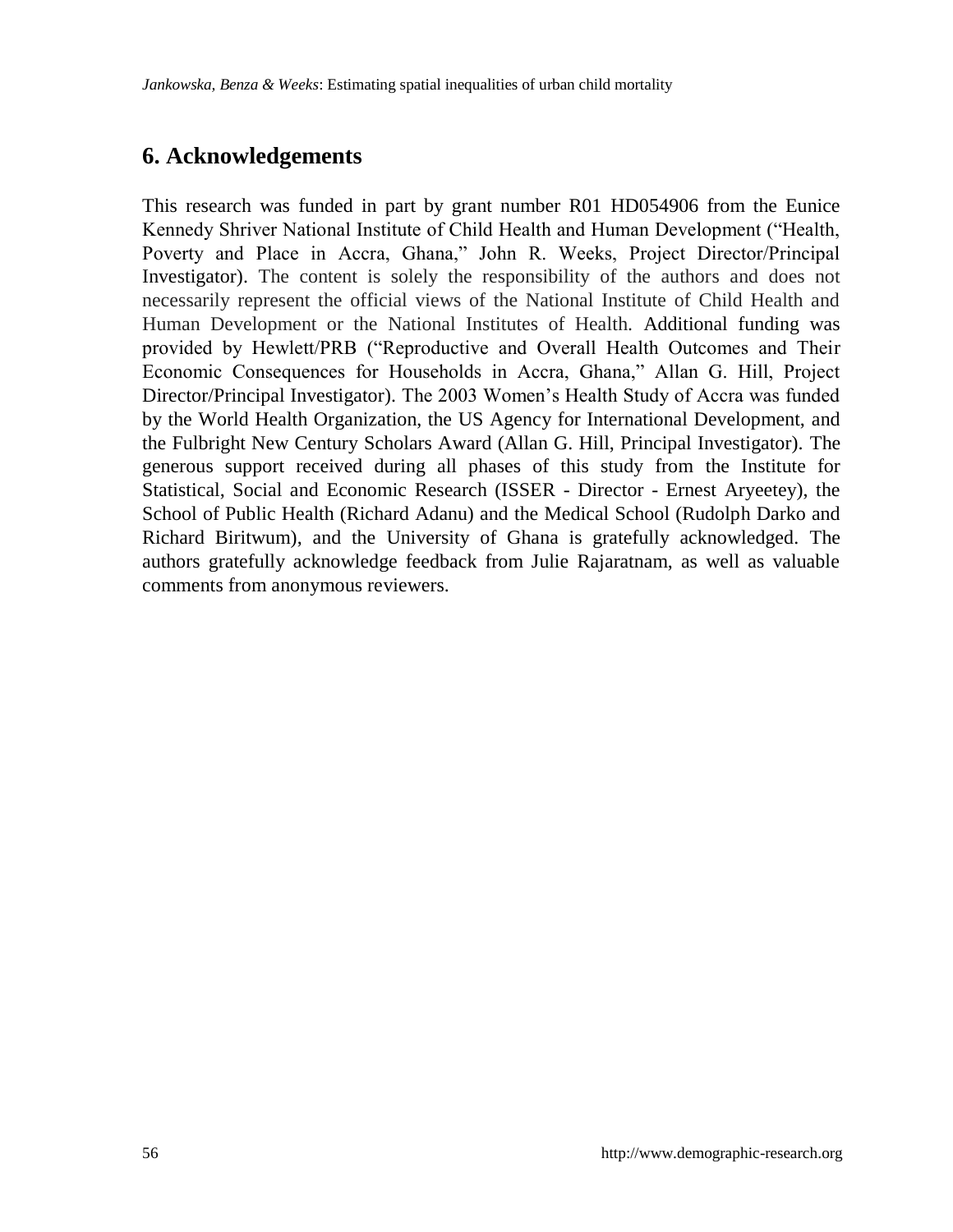## 6. Acknowledgements

This research was funded in part by grant number R01 HD054906 from the Eunice Kennedy Shriver National Institute of Child Health and Human Development ("Health, Poverty and Place in Accra, Ghana," John R. Weeks, Project Director/Principal Investigator). The content is solely the responsibility of the authors and does not necessarily represent the official views of the National Institute of Child Health and Human Development or the National Institutes of Health. Additional funding was provided by Hewlett/PRB ("Reproductive and Overall Health Outcomes and Their Economic Consequences for Households in Accra, Ghana," Allan G. Hill, Project Director/Principal Investigator). The 2003 Women's Health Study of Accra was funded by the World Health Organization, the US Agency for International Development, and the Fulbright New Century Scholars Award (Allan G. Hill, Principal Investigator). The generous support received during all phases of this study from the Institute for Statistical, Social and Economic Research (ISSER - Director - Ernest Aryeetey), the School of Public Health (Richard Adanu) and the Medical School (Rudolph Darko and Richard Biritwum), and the University of Ghana is gratefully acknowledged. The authors gratefully acknowledge feedback from Julie Rajaratnam, as well as valuable comments from anonymous reviewers.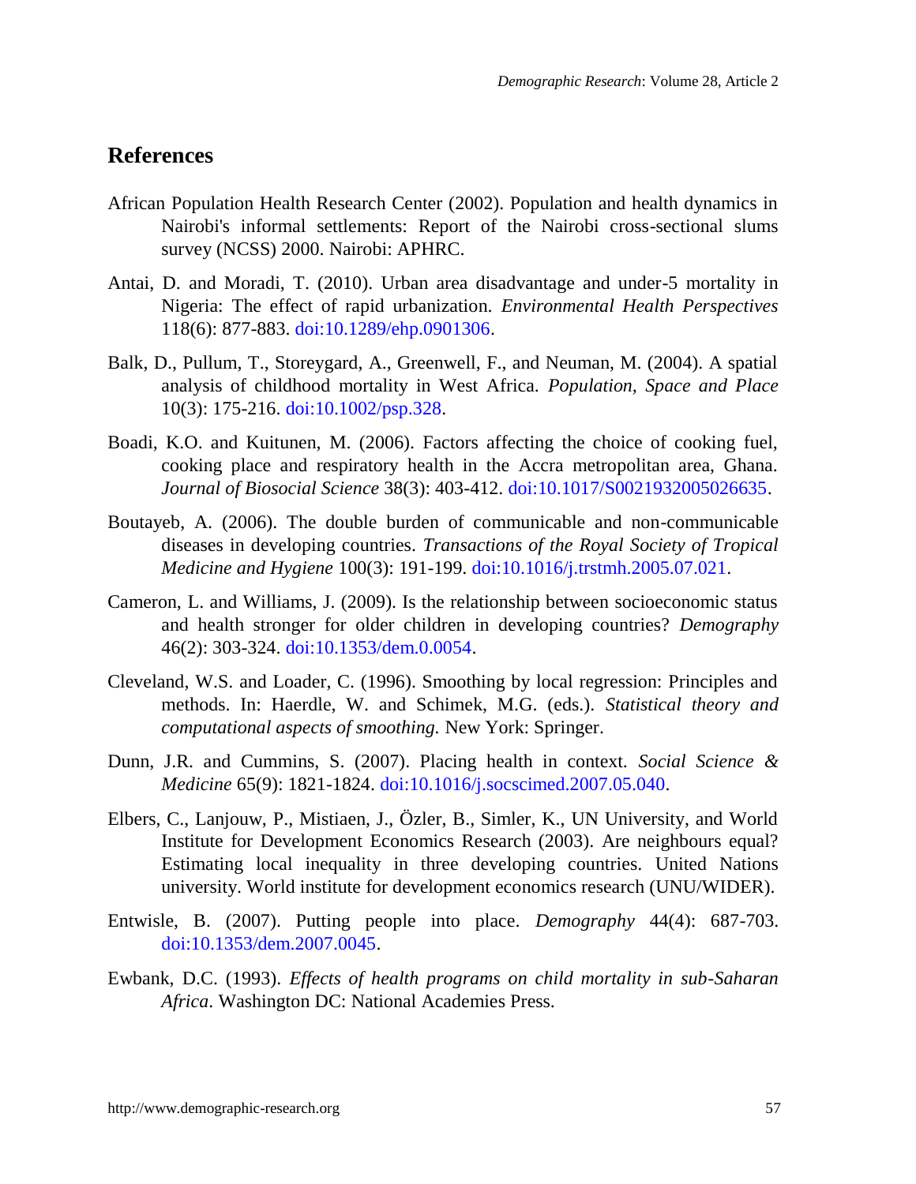## References

African Population Health Research Center (2002). Population and health dynamics in Nairobi's informal settlements: Report of the Nairobi cross-sectional slums survey (NCSS) 2000. Nairobi: APHRC.

Antai, D. and Moradi, T. (2010). Urban area disadvantage and under-5 mortality in Nigeria: The effect of rapid urbanization. *Environmental Health Perspectives* 118(6): 877-883. doi:10.1289/ehp.0901306.

Balk, D., Pullum, T., Storeygard, A., Greenwell, F., and Neuman, M. (2004). A spatial analysis of childhood mortality in West Africa. *Population, Space and Place* 10(3): 175-216. doi:10.1002/psp.328.

Boadi, K.O. and Kuitunen, M. (2006). Factors affecting the choice of cooking fuel, cooking place and respiratory health in the Accra metropolitan area, Ghana. *Journal of Biosocial Science* 38(3): 403-412. doi:10.1017/S0021932005026635.

Boutayeb, A. (2006). The double burden of communicable and non-communicable diseases in developing countries. *Transactions of the Royal Society of Tropical Medicine and Hygiene* 100(3): 191-199. doi:10.1016/j.trstmh.2005.07.021.

Cameron, L. and Williams, J. (2009). Is the relationship between socioeconomic status and health stronger for older children in developing countries? *Demography* 46(2): 303-324. doi:10.1353/dem.0.0054.

Cleveland, W.S. and Loader, C. (1996). Smoothing by local regression: Principles and methods. In: Haerdle, W. and Schimek, M.G. (eds.). *Statistical theory and computational aspects of smoothing.* New York: Springer.

Dunn, J.R. and Cummins, S. (2007). Placing health in context. *Social Science & Medicine* 65(9): 1821-1824. doi:10.1016/j.socscimed.2007.05.040.

Elbers, C., Lanjouw, P., Mistiaen, J., Özler, B., Simler, K., UN University, and World Institute for Development Economics Research (2003). Are neighbours equal? Estimating local inequality in three developing countries. United Nations university. World institute for development economics research (UNU/WIDER).

Entwisle, B. (2007). Putting people into place. *Demography* 44(4): 687-703. doi:10.1353/dem.2007.0045.

Ewbank, D.C. (1993). *Effects of health programs on child mortality in sub-Saharan Africa*. Washington DC: National Academies Press.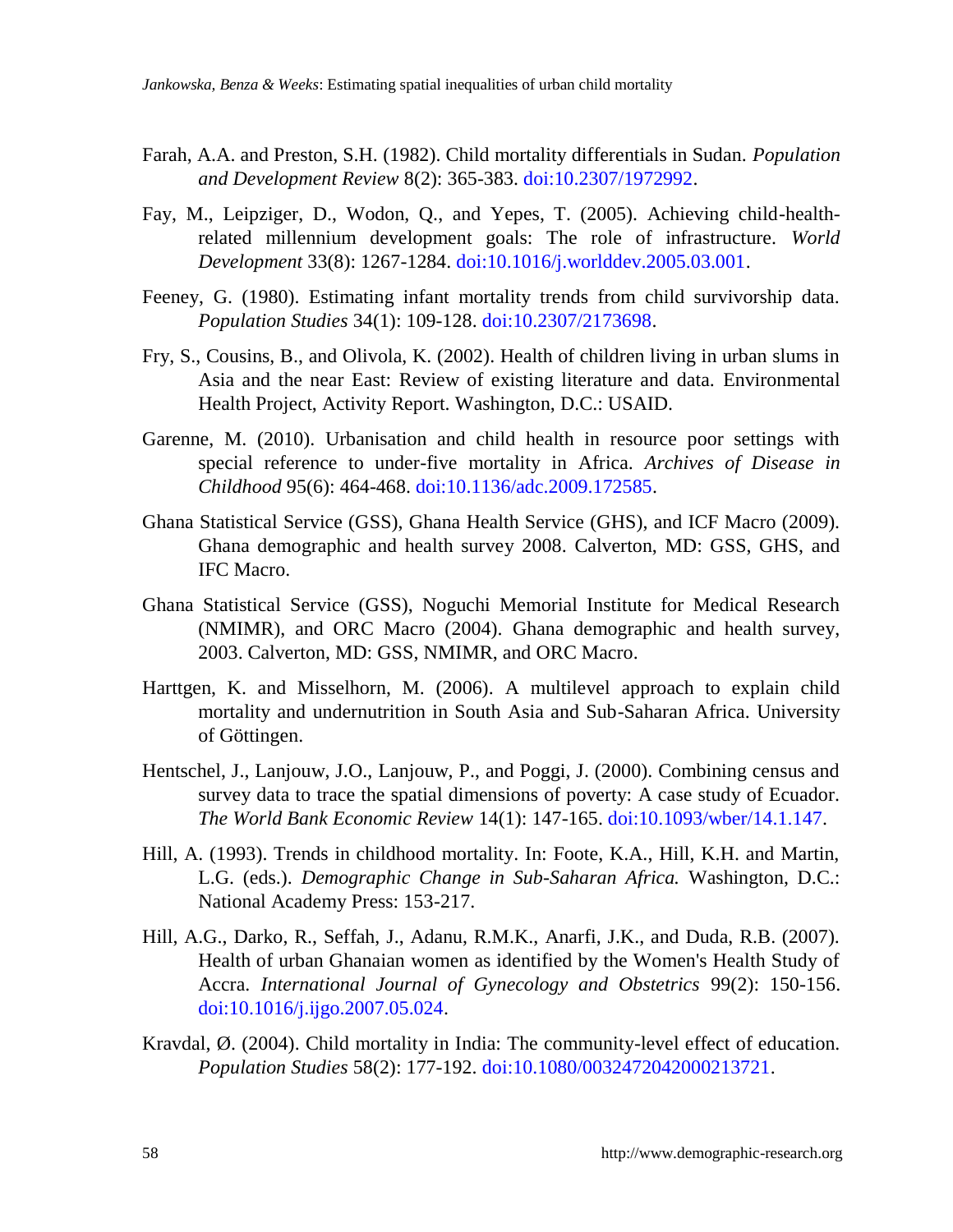Farah, A.A. and Preston, S.H. (1982). Child mortality differentials in Sudan. *Population and Development Review* 8(2): 365-383. doi:10.2307/1972992.

Fay, M., Leipziger, D., Wodon, Q., and Yepes, T. (2005). Achieving child-health-related millennium development goals: The role of infrastructure. *World Development* 33(8): 1267-1284. doi:10.1016/j.worlddev.2005.03.001.

Feeney, G. (1980). Estimating infant mortality trends from child survivorship data. *Population Studies* 34(1): 109-128. doi:10.2307/2173698.

Fry, S., Cousins, B., and Olivola, K. (2002). Health of children living in urban slums in Asia and the near East: Review of existing literature and data. Environmental Health Project, Activity Report. Washington, D.C.: USAID.

Garenne, M. (2010). Urbanisation and child health in resource poor settings with special reference to under-five mortality in Africa. *Archives of Disease in Childhood* 95(6): 464-468. doi:10.1136/adc.2009.172585.

Ghana Statistical Service (GSS), Ghana Health Service (GHS), and ICF Macro (2009). Ghana demographic and health survey 2008. Calverton, MD: GSS, GHS, and IFC Macro.

Ghana Statistical Service (GSS), Noguchi Memorial Institute for Medical Research (NMIMR), and ORC Macro (2004). Ghana demographic and health survey, 2003. Calverton, MD: GSS, NMIMR, and ORC Macro.

Harttgen, K. and Misselhorn, M. (2006). A multilevel approach to explain child mortality and undernutrition in South Asia and Sub-Saharan Africa. University of Göttingen.

Hentschel, J., Lanjouw, J.O., Lanjouw, P., and Poggi, J. (2000). Combining census and survey data to trace the spatial dimensions of poverty: A case study of Ecuador. *The World Bank Economic Review* 14(1): 147-165. doi:10.1093/wber/14.1.147.

Hill, A. (1993). Trends in childhood mortality. In: Foote, K.A., Hill, K.H. and Martin, L.G. (eds.). *Demographic Change in Sub-Saharan Africa.* Washington, D.C.: National Academy Press: 153-217.

Hill, A.G., Darko, R., Seffah, J., Adanu, R.M.K., Anarfi, J.K., and Duda, R.B. (2007). Health of urban Ghanaian women as identified by the Women's Health Study of Accra. *International Journal of Gynecology and Obstetrics* 99(2): 150-156. doi:10.1016/j.ijgo.2007.05.024.

Kravdal, Ø. (2004). Child mortality in India: The community-level effect of education. *Population Studies* 58(2): 177-192. doi:10.1080/0032472042000213721.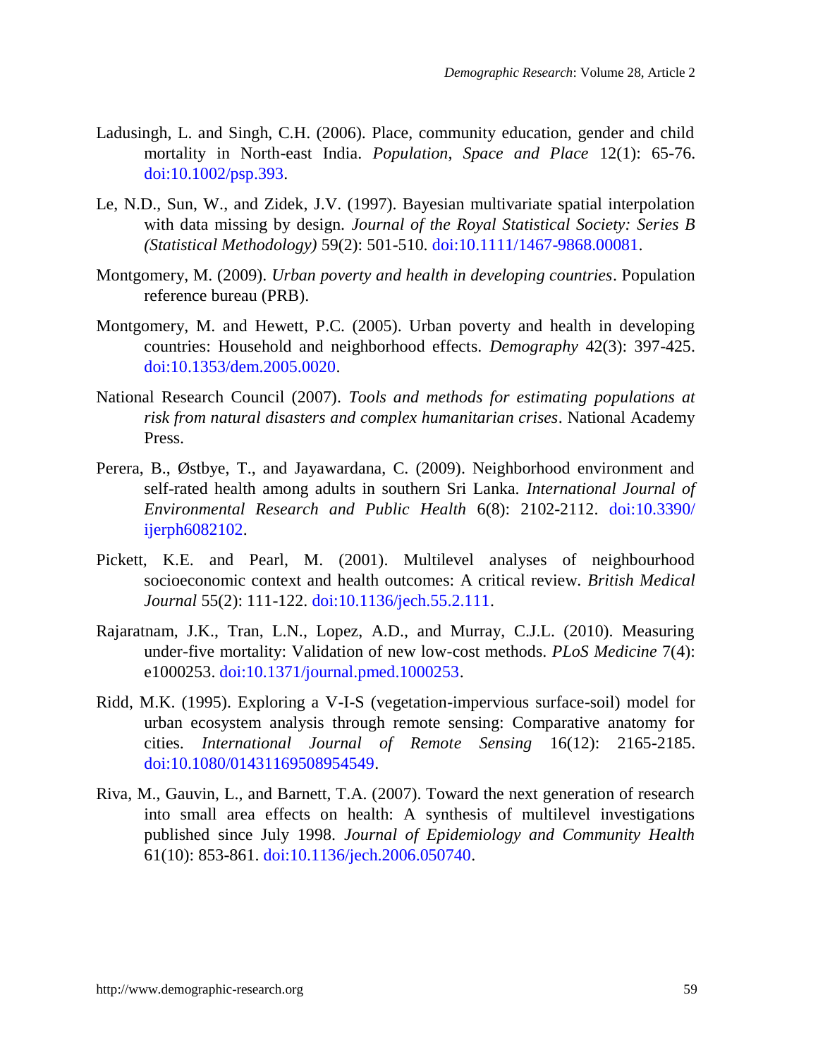Ladusingh, L. and Singh, C.H. (2006). Place, community education, gender and child mortality in North-east India. *Population, Space and Place* 12(1): 65-76. doi:10.1002/psp.393.

Le, N.D., Sun, W., and Zidek, J.V. (1997). Bayesian multivariate spatial interpolation with data missing by design. *Journal of the Royal Statistical Society: Series B (Statistical Methodology)* 59(2): 501-510. doi:10.1111/1467-9868.00081.

Montgomery, M. (2009). *Urban poverty and health in developing countries*. Population reference bureau (PRB).

Montgomery, M. and Hewett, P.C. (2005). Urban poverty and health in developing countries: Household and neighborhood effects. *Demography* 42(3): 397-425. doi:10.1353/dem.2005.0020.

National Research Council (2007). *Tools and methods for estimating populations at risk from natural disasters and complex humanitarian crises*. National Academy Press.

Perera, B., Østbye, T., and Jayawardana, C. (2009). Neighborhood environment and self-rated health among adults in southern Sri Lanka. *International Journal of Environmental Research and Public Health* 6(8): 2102-2112. doi:10.3390/ijerph6082102.

Pickett, K.E. and Pearl, M. (2001). Multilevel analyses of neighbourhood socioeconomic context and health outcomes: A critical review. *British Medical Journal* 55(2): 111-122. doi:10.1136/jech.55.2.111.

Rajaratnam, J.K., Tran, L.N., Lopez, A.D., and Murray, C.J.L. (2010). Measuring under-five mortality: Validation of new low-cost methods. *PLoS Medicine* 7(4): e1000253. doi:10.1371/journal.pmed.1000253.

Ridd, M.K. (1995). Exploring a V-I-S (vegetation-impervious surface-soil) model for urban ecosystem analysis through remote sensing: Comparative anatomy for cities. *International Journal of Remote Sensing* 16(12): 2165-2185. doi:10.1080/01431169508954549.

Riva, M., Gauvin, L., and Barnett, T.A. (2007). Toward the next generation of research into small area effects on health: A synthesis of multilevel investigations published since July 1998. *Journal of Epidemiology and Community Health* 61(10): 853-861. doi:10.1136/jech.2006.050740.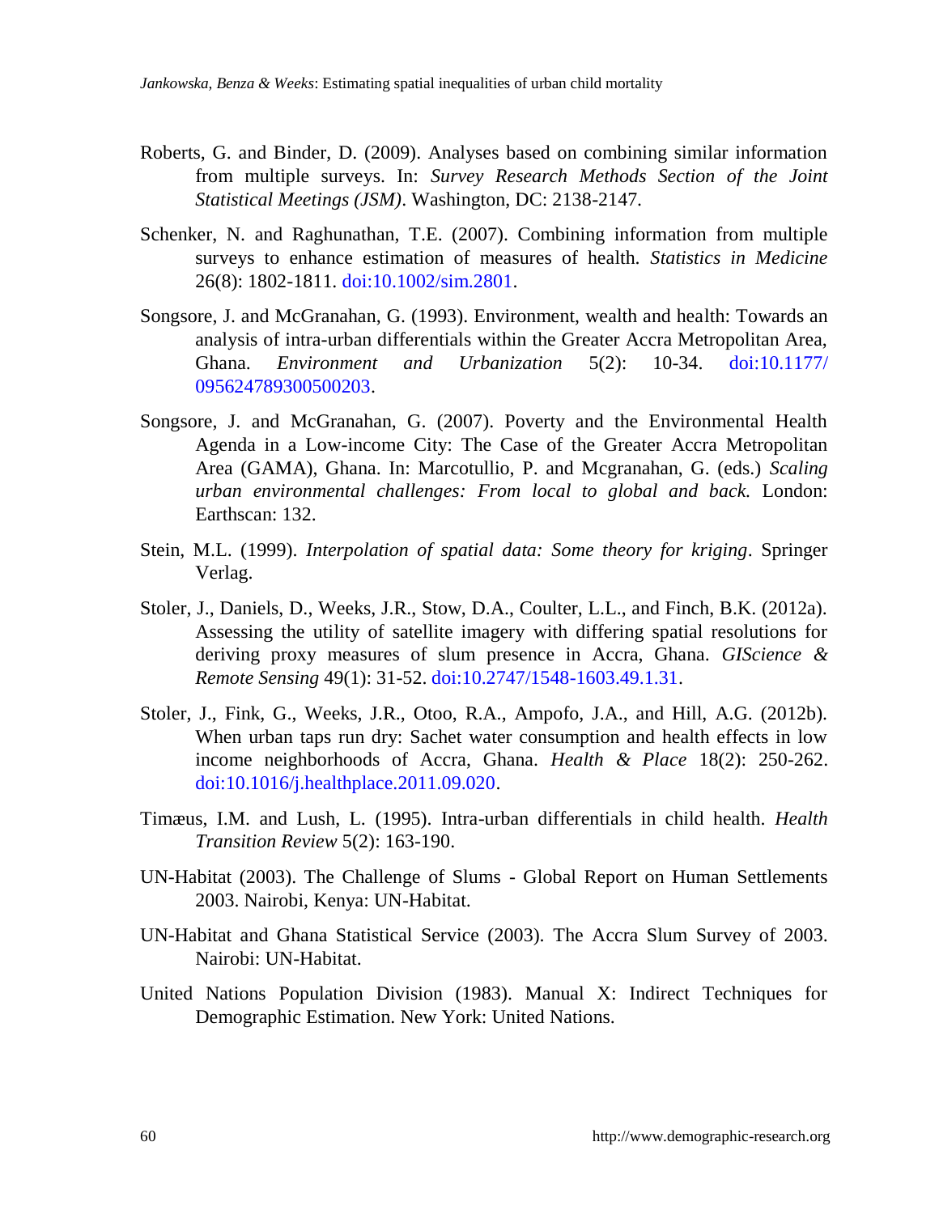Roberts, G. and Binder, D. (2009). Analyses based on combining similar information from multiple surveys. In: *Survey Research Methods Section of the Joint Statistical Meetings (JSM)*. Washington, DC: 2138-2147.

Schenker, N. and Raghunathan, T.E. (2007). Combining information from multiple surveys to enhance estimation of measures of health. *Statistics in Medicine* 26(8): 1802-1811. doi:10.1002/sim.2801.

Songsore, J. and McGranahan, G. (1993). Environment, wealth and health: Towards an analysis of intra-urban differentials within the Greater Accra Metropolitan Area, Ghana. *Environment and Urbanization* 5(2): 10-34. doi:10.1177/095624789300500203.

Songsore, J. and McGranahan, G. (2007). Poverty and the Environmental Health Agenda in a Low-income City: The Case of the Greater Accra Metropolitan Area (GAMA), Ghana. In: Marcotullio, P. and Mcgranahan, G. (eds.) *Scaling urban environmental challenges: From local to global and back.* London: Earthscan: 132.

Stein, M.L. (1999). *Interpolation of spatial data: Some theory for kriging*. Springer Verlag.

Stoler, J., Daniels, D., Weeks, J.R., Stow, D.A., Coulter, L.L., and Finch, B.K. (2012a). Assessing the utility of satellite imagery with differing spatial resolutions for deriving proxy measures of slum presence in Accra, Ghana. *GIScience & Remote Sensing* 49(1): 31-52. doi:10.2747/1548-1603.49.1.31.

Stoler, J., Fink, G., Weeks, J.R., Otoo, R.A., Ampofo, J.A., and Hill, A.G. (2012b). When urban taps run dry: Sachet water consumption and health effects in low income neighborhoods of Accra, Ghana. *Health & Place* 18(2): 250-262. doi:10.1016/j.healthplace.2011.09.020.

Timæus, I.M. and Lush, L. (1995). Intra-urban differentials in child health. *Health Transition Review* 5(2): 163-190.

UN-Habitat (2003). The Challenge of Slums - Global Report on Human Settlements 2003. Nairobi, Kenya: UN-Habitat.

UN-Habitat and Ghana Statistical Service (2003). The Accra Slum Survey of 2003. Nairobi: UN-Habitat.

United Nations Population Division (1983). Manual X: Indirect Techniques for Demographic Estimation. New York: United Nations.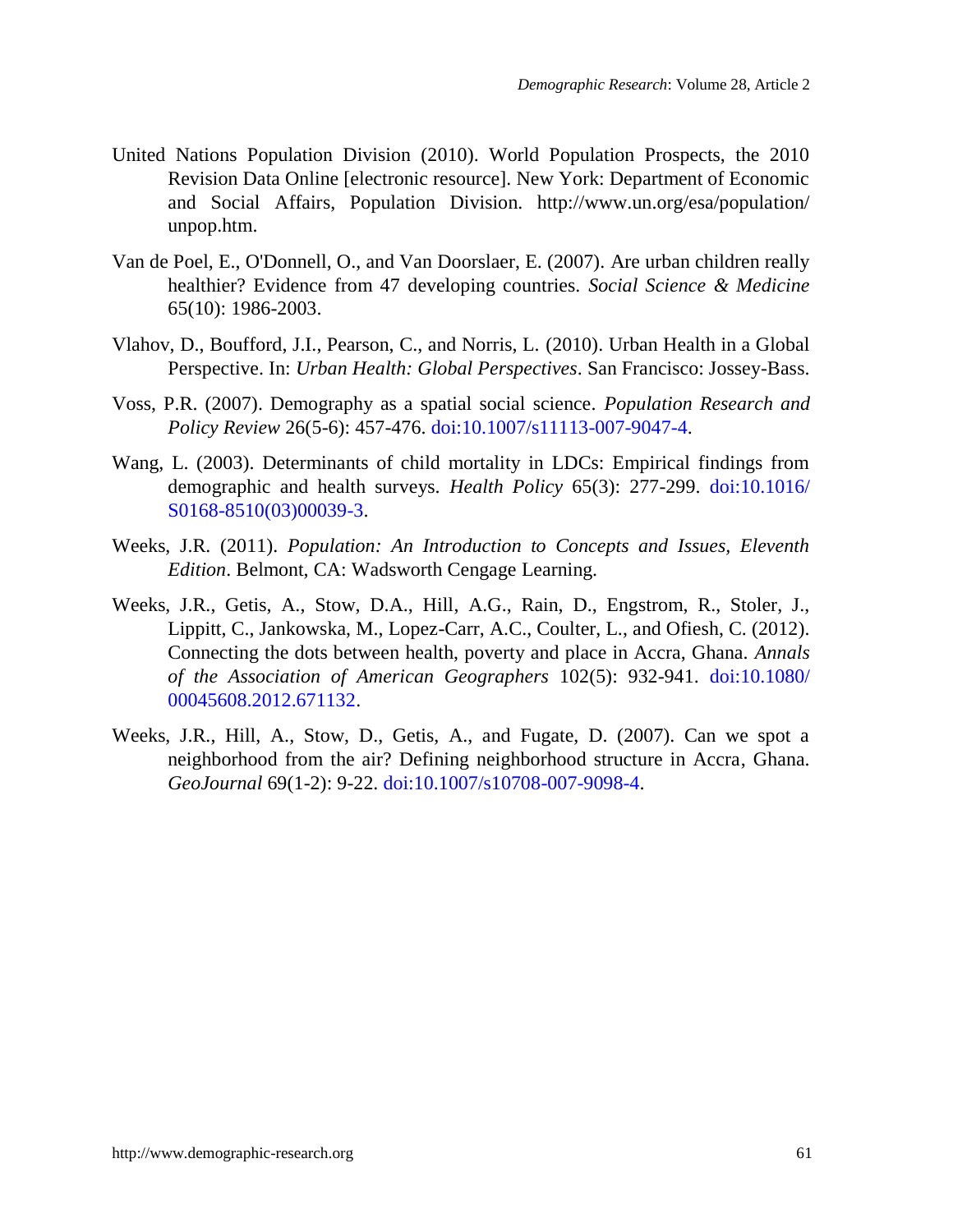United Nations Population Division (2010). World Population Prospects, the 2010 Revision Data Online [electronic resource]. New York: Department of Economic and Social Affairs, Population Division. http://www.un.org/esa/population/unpop.htm.

Van de Poel, E., O'Donnell, O., and Van Doorslaer, E. (2007). Are urban children really healthier? Evidence from 47 developing countries. *Social Science & Medicine* 65(10): 1986-2003.

Vlahov, D., Boufford, J.I., Pearson, C., and Norris, L. (2010). Urban Health in a Global Perspective. In: *Urban Health: Global Perspectives*. San Francisco: Jossey-Bass.

Voss, P.R. (2007). Demography as a spatial social science. *Population Research and Policy Review* 26(5-6): 457-476. doi:10.1007/s11113-007-9047-4.

Wang, L. (2003). Determinants of child mortality in LDCs: Empirical findings from demographic and health surveys. *Health Policy* 65(3): 277-299. doi:10.1016/S0168-8510(03)00039-3.

Weeks, J.R. (2011). *Population: An Introduction to Concepts and Issues, Eleventh Edition*. Belmont, CA: Wadsworth Cengage Learning.

Weeks, J.R., Getis, A., Stow, D.A., Hill, A.G., Rain, D., Engstrom, R., Stoler, J., Lippitt, C., Jankowska, M., Lopez-Carr, A.C., Coulter, L., and Ofiesh, C. (2012). Connecting the dots between health, poverty and place in Accra, Ghana. *Annals of the Association of American Geographers* 102(5): 932-941. doi:10.1080/00045608.2012.671132.

Weeks, J.R., Hill, A., Stow, D., Getis, A., and Fugate, D. (2007). Can we spot a neighborhood from the air? Defining neighborhood structure in Accra, Ghana. *GeoJournal* 69(1-2): 9-22. doi:10.1007/s10708-007-9098-4.